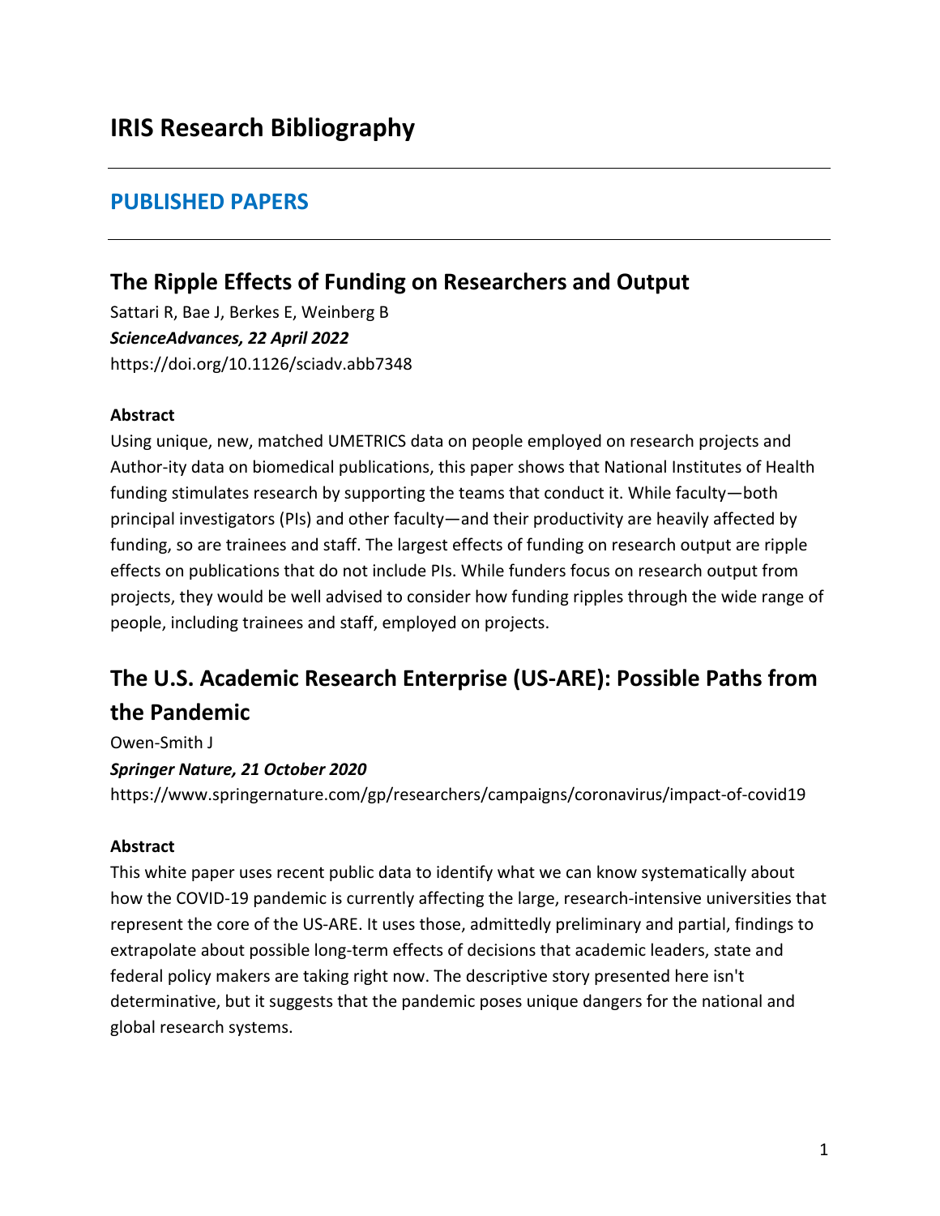# IRIS Research Bibliography

## PUBLISHED PAPERS

### The Ripple Effects of Funding on Researchers and Output

Sattari R, Bae J, Berkes E, Weinberg B

***ScienceAdvances, 22 April 2022***

https://doi.org/10.1126/sciadv.abb7348

**Abstract**

Using unique, new, matched UMETRICS data on people employed on research projects and Author-ity data on biomedical publications, this paper shows that National Institutes of Health funding stimulates research by supporting the teams that conduct it. While faculty—both principal investigators (PIs) and other faculty—and their productivity are heavily affected by funding, so are trainees and staff. The largest effects of funding on research output are ripple effects on publications that do not include PIs. While funders focus on research output from projects, they would be well advised to consider how funding ripples through the wide range of people, including trainees and staff, employed on projects.

### The U.S. Academic Research Enterprise (US-ARE): Possible Paths from the Pandemic

Owen-Smith J

***Springer Nature, 21 October 2020***

https://www.springernature.com/gp/researchers/campaigns/coronavirus/impact-of-covid19

**Abstract**

This white paper uses recent public data to identify what we can know systematically about how the COVID-19 pandemic is currently affecting the large, research-intensive universities that represent the core of the US-ARE. It uses those, admittedly preliminary and partial, findings to extrapolate about possible long-term effects of decisions that academic leaders, state and federal policy makers are taking right now. The descriptive story presented here isn't determinative, but it suggests that the pandemic poses unique dangers for the national and global research systems.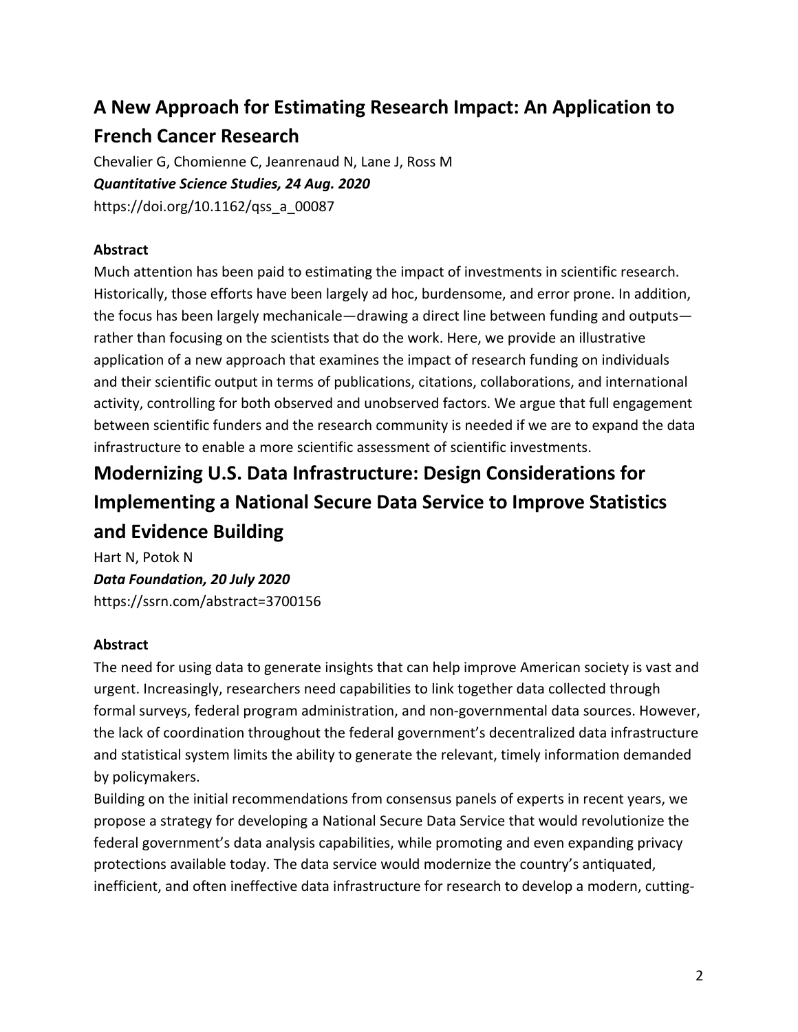## A New Approach for Estimating Research Impact: An Application to French Cancer Research

Chevalier G, Chomienne C, Jeanrenaud N, Lane J, Ross M

***Quantitative Science Studies, 24 Aug. 2020***

https://doi.org/10.1162/qss_a_00087

**Abstract**

Much attention has been paid to estimating the impact of investments in scientific research. Historically, those efforts have been largely ad hoc, burdensome, and error prone. In addition, the focus has been largely mechanicale—drawing a direct line between funding and outputs—rather than focusing on the scientists that do the work. Here, we provide an illustrative application of a new approach that examines the impact of research funding on individuals and their scientific output in terms of publications, citations, collaborations, and international activity, controlling for both observed and unobserved factors. We argue that full engagement between scientific funders and the research community is needed if we are to expand the data infrastructure to enable a more scientific assessment of scientific investments.

## Modernizing U.S. Data Infrastructure: Design Considerations for Implementing a National Secure Data Service to Improve Statistics and Evidence Building

Hart N, Potok N

***Data Foundation, 20 July 2020***

https://ssrn.com/abstract=3700156

**Abstract**

The need for using data to generate insights that can help improve American society is vast and urgent. Increasingly, researchers need capabilities to link together data collected through formal surveys, federal program administration, and non-governmental data sources. However, the lack of coordination throughout the federal government's decentralized data infrastructure and statistical system limits the ability to generate the relevant, timely information demanded by policymakers.

Building on the initial recommendations from consensus panels of experts in recent years, we propose a strategy for developing a National Secure Data Service that would revolutionize the federal government's data analysis capabilities, while promoting and even expanding privacy protections available today. The data service would modernize the country's antiquated, inefficient, and often ineffective data infrastructure for research to develop a modern, cutting-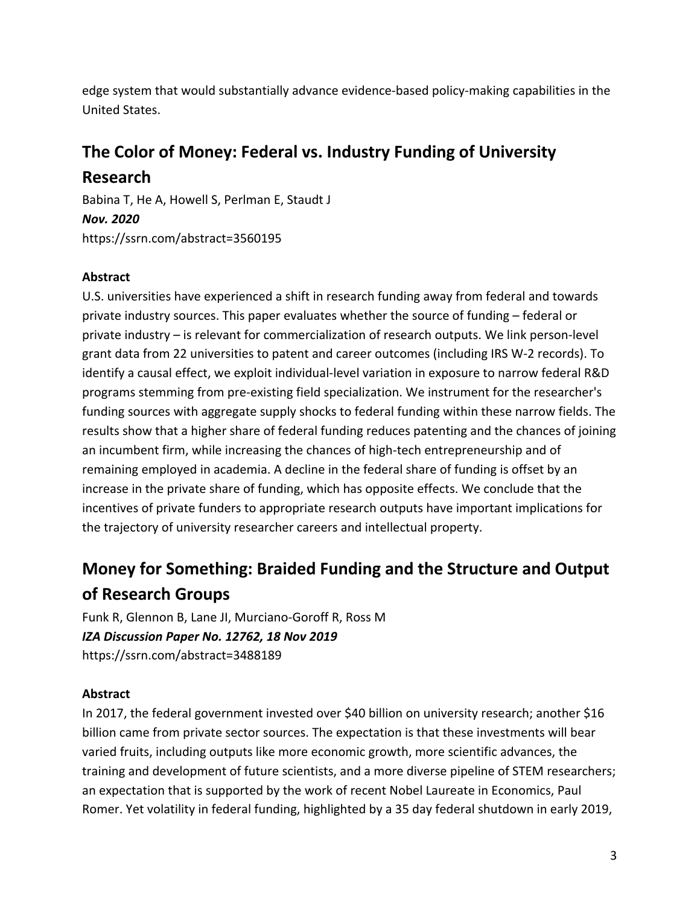edge system that would substantially advance evidence-based policy-making capabilities in the United States.

## The Color of Money: Federal vs. Industry Funding of University Research

Babina T, He A, Howell S, Perlman E, Staudt J
***Nov. 2020***
https://ssrn.com/abstract=3560195

**Abstract**

U.S. universities have experienced a shift in research funding away from federal and towards private industry sources. This paper evaluates whether the source of funding – federal or private industry – is relevant for commercialization of research outputs. We link person-level grant data from 22 universities to patent and career outcomes (including IRS W-2 records). To identify a causal effect, we exploit individual-level variation in exposure to narrow federal R&D programs stemming from pre-existing field specialization. We instrument for the researcher's funding sources with aggregate supply shocks to federal funding within these narrow fields. The results show that a higher share of federal funding reduces patenting and the chances of joining an incumbent firm, while increasing the chances of high-tech entrepreneurship and of remaining employed in academia. A decline in the federal share of funding is offset by an increase in the private share of funding, which has opposite effects. We conclude that the incentives of private funders to appropriate research outputs have important implications for the trajectory of university researcher careers and intellectual property.

## Money for Something: Braided Funding and the Structure and Output of Research Groups

Funk R, Glennon B, Lane JI, Murciano-Goroff R, Ross M
***IZA Discussion Paper No. 12762, 18 Nov 2019***
https://ssrn.com/abstract=3488189

**Abstract**

In 2017, the federal government invested over $40 billion on university research; another $16 billion came from private sector sources. The expectation is that these investments will bear varied fruits, including outputs like more economic growth, more scientific advances, the training and development of future scientists, and a more diverse pipeline of STEM researchers; an expectation that is supported by the work of recent Nobel Laureate in Economics, Paul Romer. Yet volatility in federal funding, highlighted by a 35 day federal shutdown in early 2019,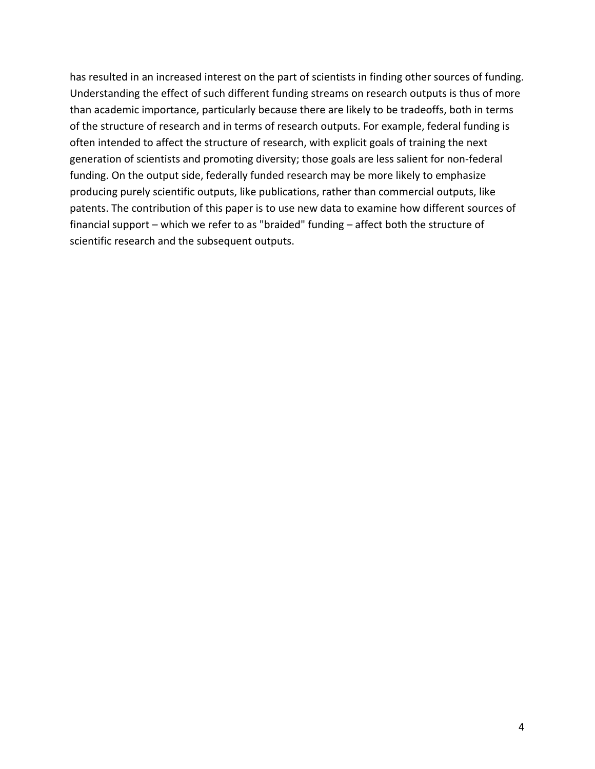has resulted in an increased interest on the part of scientists in finding other sources of funding. Understanding the effect of such different funding streams on research outputs is thus of more than academic importance, particularly because there are likely to be tradeoffs, both in terms of the structure of research and in terms of research outputs. For example, federal funding is often intended to affect the structure of research, with explicit goals of training the next generation of scientists and promoting diversity; those goals are less salient for non-federal funding. On the output side, federally funded research may be more likely to emphasize producing purely scientific outputs, like publications, rather than commercial outputs, like patents. The contribution of this paper is to use new data to examine how different sources of financial support – which we refer to as "braided" funding – affect both the structure of scientific research and the subsequent outputs.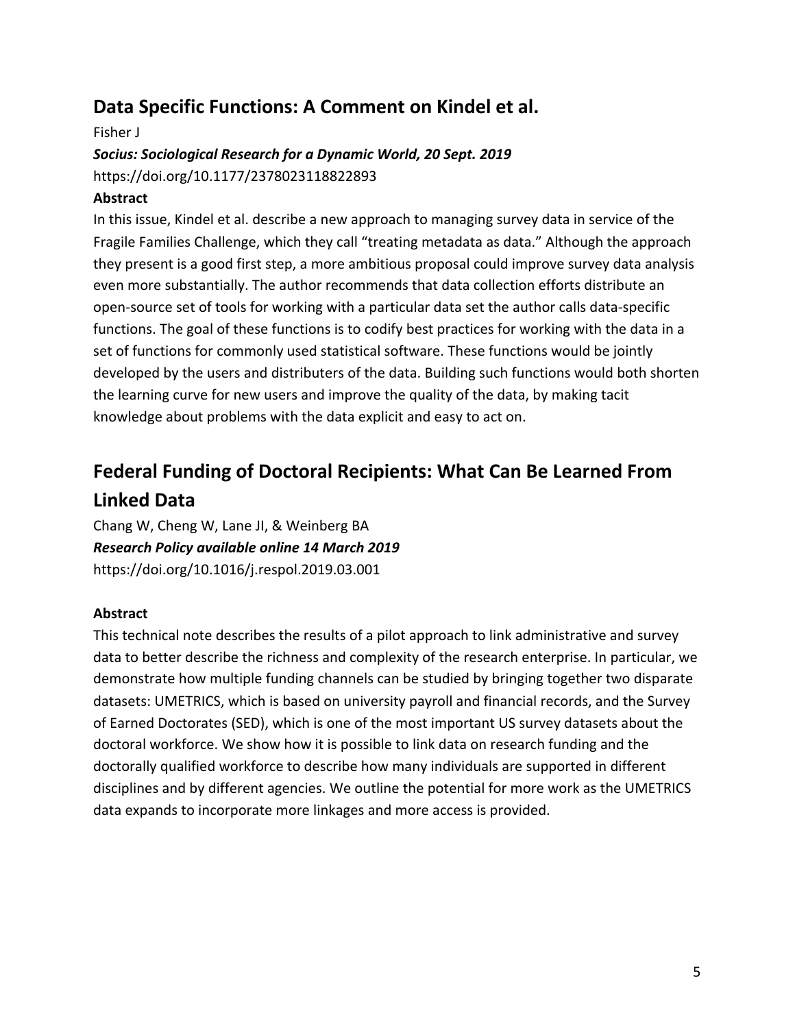## Data Specific Functions: A Comment on Kindel et al.

Fisher J

***Socius: Sociological Research for a Dynamic World, 20 Sept. 2019***

https://doi.org/10.1177/2378023118822893

**Abstract**

In this issue, Kindel et al. describe a new approach to managing survey data in service of the Fragile Families Challenge, which they call "treating metadata as data." Although the approach they present is a good first step, a more ambitious proposal could improve survey data analysis even more substantially. The author recommends that data collection efforts distribute an open-source set of tools for working with a particular data set the author calls data-specific functions. The goal of these functions is to codify best practices for working with the data in a set of functions for commonly used statistical software. These functions would be jointly developed by the users and distributers of the data. Building such functions would both shorten the learning curve for new users and improve the quality of the data, by making tacit knowledge about problems with the data explicit and easy to act on.

## Federal Funding of Doctoral Recipients: What Can Be Learned From Linked Data

Chang W, Cheng W, Lane JI, & Weinberg BA

***Research Policy available online 14 March 2019***

https://doi.org/10.1016/j.respol.2019.03.001

**Abstract**

This technical note describes the results of a pilot approach to link administrative and survey data to better describe the richness and complexity of the research enterprise. In particular, we demonstrate how multiple funding channels can be studied by bringing together two disparate datasets: UMETRICS, which is based on university payroll and financial records, and the Survey of Earned Doctorates (SED), which is one of the most important US survey datasets about the doctoral workforce. We show how it is possible to link data on research funding and the doctorally qualified workforce to describe how many individuals are supported in different disciplines and by different agencies. We outline the potential for more work as the UMETRICS data expands to incorporate more linkages and more access is provided.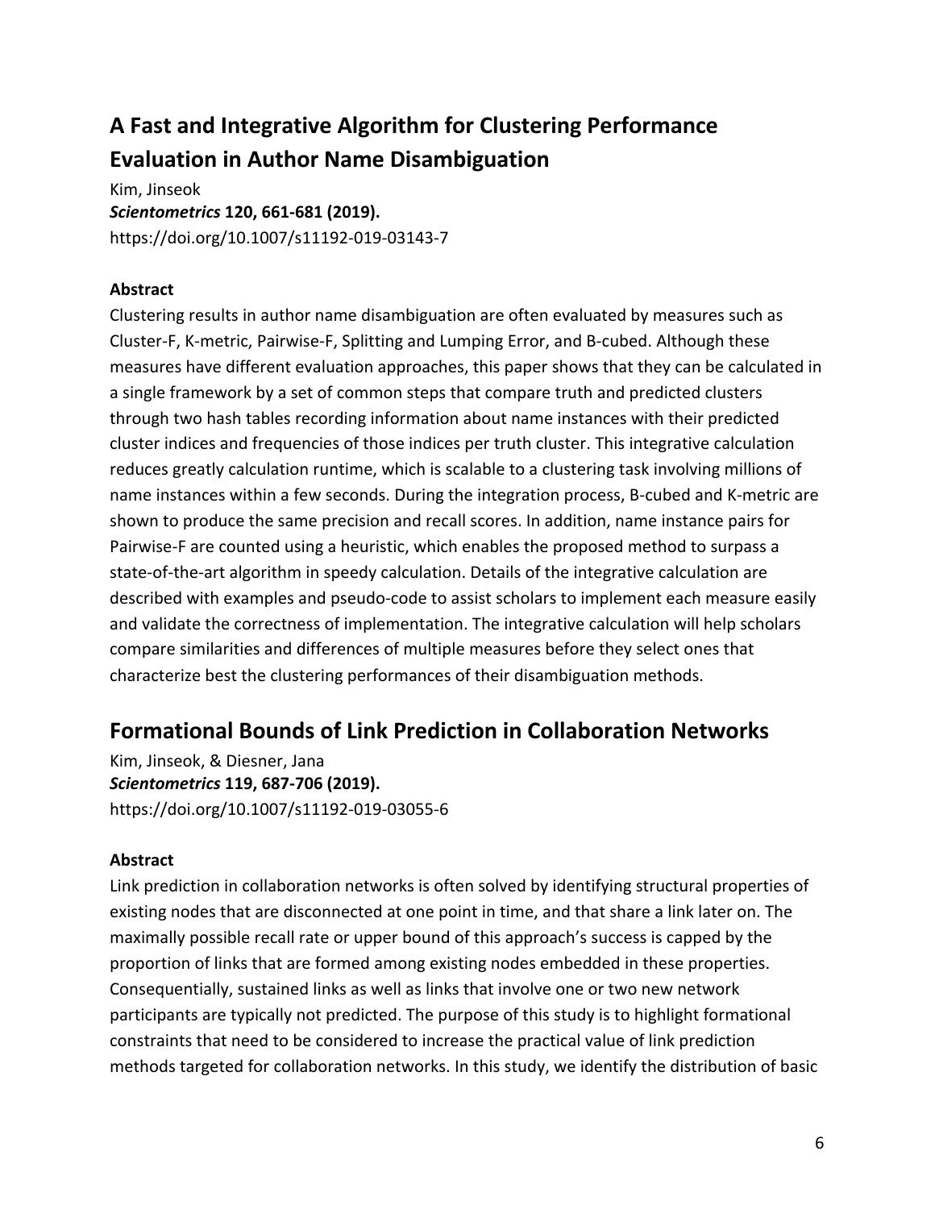## A Fast and Integrative Algorithm for Clustering Performance Evaluation in Author Name Disambiguation

Kim, Jinseok
***Scientometrics* 120, 661-681 (2019).**
https://doi.org/10.1007/s11192-019-03143-7

**Abstract**

Clustering results in author name disambiguation are often evaluated by measures such as Cluster-F, K-metric, Pairwise-F, Splitting and Lumping Error, and B-cubed. Although these measures have different evaluation approaches, this paper shows that they can be calculated in a single framework by a set of common steps that compare truth and predicted clusters through two hash tables recording information about name instances with their predicted cluster indices and frequencies of those indices per truth cluster. This integrative calculation reduces greatly calculation runtime, which is scalable to a clustering task involving millions of name instances within a few seconds. During the integration process, B-cubed and K-metric are shown to produce the same precision and recall scores. In addition, name instance pairs for Pairwise-F are counted using a heuristic, which enables the proposed method to surpass a state-of-the-art algorithm in speedy calculation. Details of the integrative calculation are described with examples and pseudo-code to assist scholars to implement each measure easily and validate the correctness of implementation. The integrative calculation will help scholars compare similarities and differences of multiple measures before they select ones that characterize best the clustering performances of their disambiguation methods.

## Formational Bounds of Link Prediction in Collaboration Networks

Kim, Jinseok, & Diesner, Jana
***Scientometrics* 119, 687-706 (2019).**
https://doi.org/10.1007/s11192-019-03055-6

**Abstract**

Link prediction in collaboration networks is often solved by identifying structural properties of existing nodes that are disconnected at one point in time, and that share a link later on. The maximally possible recall rate or upper bound of this approach's success is capped by the proportion of links that are formed among existing nodes embedded in these properties. Consequentially, sustained links as well as links that involve one or two new network participants are typically not predicted. The purpose of this study is to highlight formational constraints that need to be considered to increase the practical value of link prediction methods targeted for collaboration networks. In this study, we identify the distribution of basic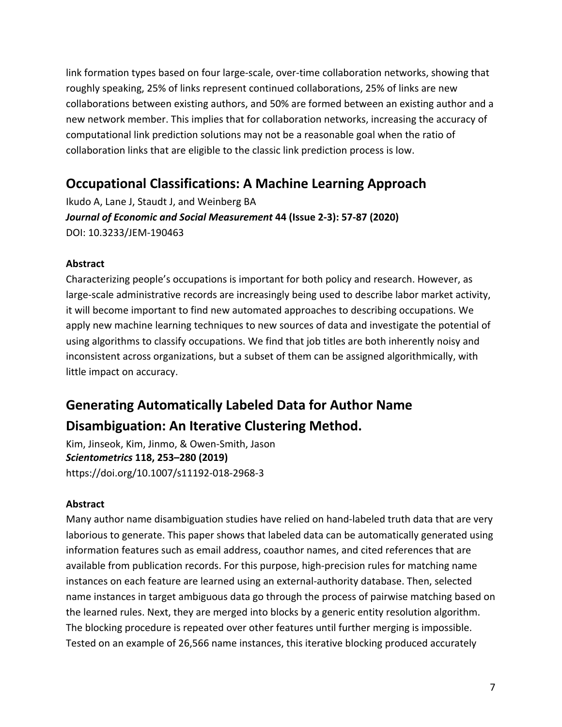link formation types based on four large-scale, over-time collaboration networks, showing that roughly speaking, 25% of links represent continued collaborations, 25% of links are new collaborations between existing authors, and 50% are formed between an existing author and a new network member. This implies that for collaboration networks, increasing the accuracy of computational link prediction solutions may not be a reasonable goal when the ratio of collaboration links that are eligible to the classic link prediction process is low.

## Occupational Classifications: A Machine Learning Approach

Ikudo A, Lane J, Staudt J, and Weinberg BA
***Journal of Economic and Social Measurement* 44 (Issue 2-3): 57-87 (2020)**
DOI: 10.3233/JEM-190463

**Abstract**
Characterizing people's occupations is important for both policy and research. However, as large-scale administrative records are increasingly being used to describe labor market activity, it will become important to find new automated approaches to describing occupations. We apply new machine learning techniques to new sources of data and investigate the potential of using algorithms to classify occupations. We find that job titles are both inherently noisy and inconsistent across organizations, but a subset of them can be assigned algorithmically, with little impact on accuracy.

## Generating Automatically Labeled Data for Author Name Disambiguation: An Iterative Clustering Method.

Kim, Jinseok, Kim, Jinmo, & Owen-Smith, Jason
***Scientometrics* 118, 253–280 (2019)**
https://doi.org/10.1007/s11192-018-2968-3

**Abstract**
Many author name disambiguation studies have relied on hand-labeled truth data that are very laborious to generate. This paper shows that labeled data can be automatically generated using information features such as email address, coauthor names, and cited references that are available from publication records. For this purpose, high-precision rules for matching name instances on each feature are learned using an external-authority database. Then, selected name instances in target ambiguous data go through the process of pairwise matching based on the learned rules. Next, they are merged into blocks by a generic entity resolution algorithm. The blocking procedure is repeated over other features until further merging is impossible. Tested on an example of 26,566 name instances, this iterative blocking produced accurately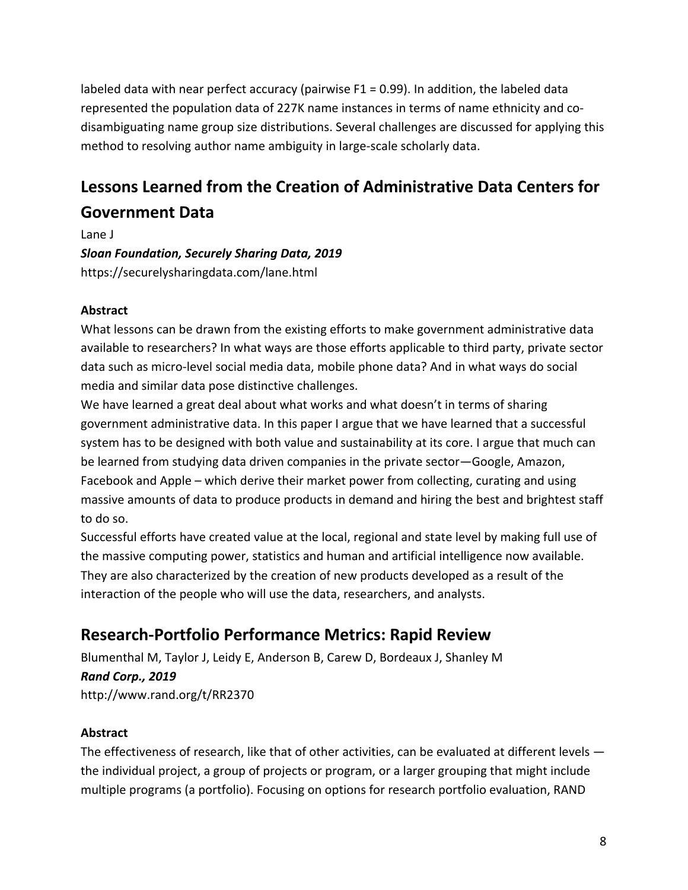labeled data with near perfect accuracy (pairwise F1 = 0.99). In addition, the labeled data represented the population data of 227K name instances in terms of name ethnicity and co-disambiguating name group size distributions. Several challenges are discussed for applying this method to resolving author name ambiguity in large-scale scholarly data.

## Lessons Learned from the Creation of Administrative Data Centers for Government Data

Lane J

***Sloan Foundation, Securely Sharing Data, 2019***

https://securelysharingdata.com/lane.html

**Abstract**

What lessons can be drawn from the existing efforts to make government administrative data available to researchers? In what ways are those efforts applicable to third party, private sector data such as micro-level social media data, mobile phone data? And in what ways do social media and similar data pose distinctive challenges.

We have learned a great deal about what works and what doesn't in terms of sharing government administrative data. In this paper I argue that we have learned that a successful system has to be designed with both value and sustainability at its core. I argue that much can be learned from studying data driven companies in the private sector—Google, Amazon, Facebook and Apple – which derive their market power from collecting, curating and using massive amounts of data to produce products in demand and hiring the best and brightest staff to do so.

Successful efforts have created value at the local, regional and state level by making full use of the massive computing power, statistics and human and artificial intelligence now available. They are also characterized by the creation of new products developed as a result of the interaction of the people who will use the data, researchers, and analysts.

## Research-Portfolio Performance Metrics: Rapid Review

Blumenthal M, Taylor J, Leidy E, Anderson B, Carew D, Bordeaux J, Shanley M

***Rand Corp., 2019***

http://www.rand.org/t/RR2370

**Abstract**

The effectiveness of research, like that of other activities, can be evaluated at different levels — the individual project, a group of projects or program, or a larger grouping that might include multiple programs (a portfolio). Focusing on options for research portfolio evaluation, RAND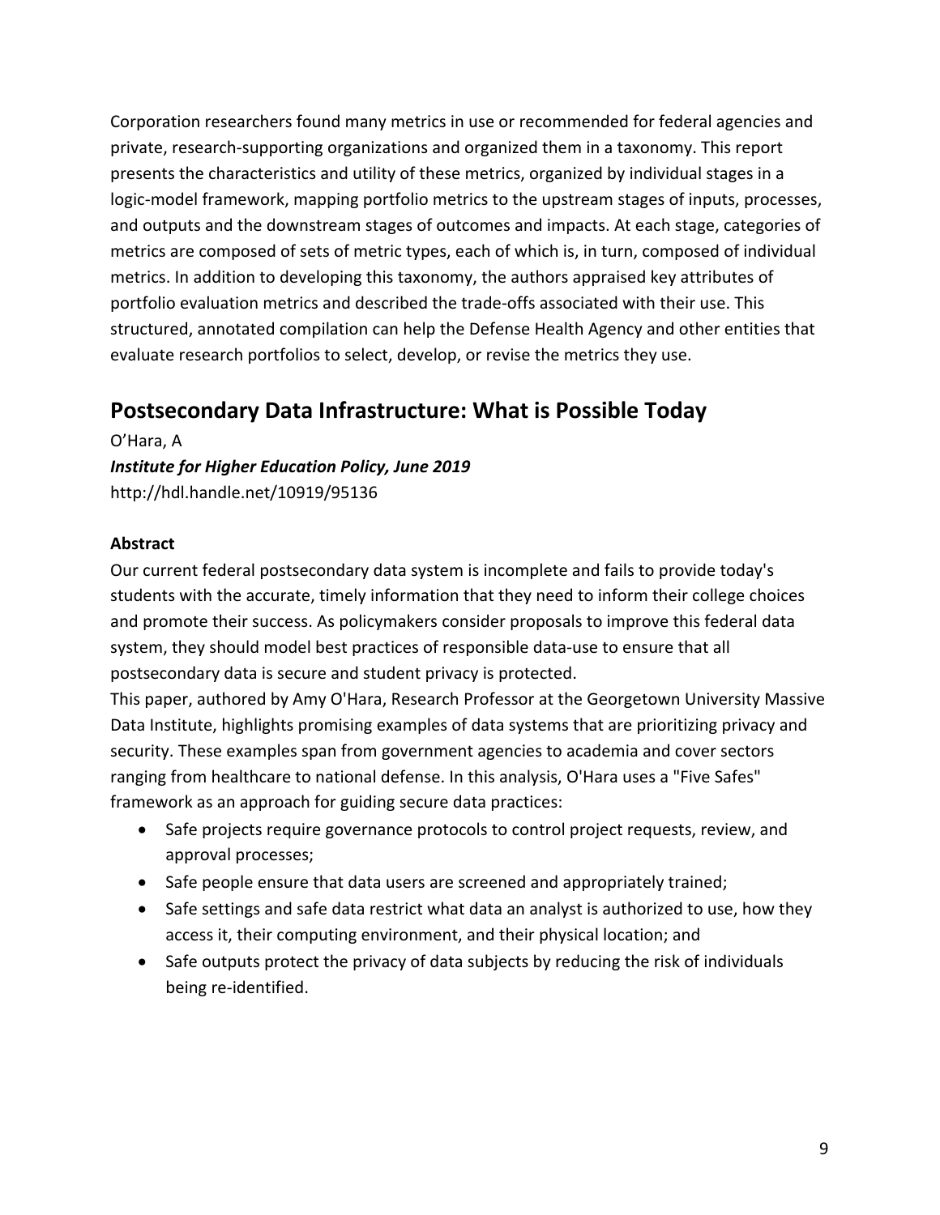Corporation researchers found many metrics in use or recommended for federal agencies and private, research-supporting organizations and organized them in a taxonomy. This report presents the characteristics and utility of these metrics, organized by individual stages in a logic-model framework, mapping portfolio metrics to the upstream stages of inputs, processes, and outputs and the downstream stages of outcomes and impacts. At each stage, categories of metrics are composed of sets of metric types, each of which is, in turn, composed of individual metrics. In addition to developing this taxonomy, the authors appraised key attributes of portfolio evaluation metrics and described the trade-offs associated with their use. This structured, annotated compilation can help the Defense Health Agency and other entities that evaluate research portfolios to select, develop, or revise the metrics they use.

## Postsecondary Data Infrastructure: What is Possible Today

O'Hara, A

***Institute for Higher Education Policy, June 2019***

http://hdl.handle.net/10919/95136

**Abstract**

Our current federal postsecondary data system is incomplete and fails to provide today's students with the accurate, timely information that they need to inform their college choices and promote their success. As policymakers consider proposals to improve this federal data system, they should model best practices of responsible data-use to ensure that all postsecondary data is secure and student privacy is protected.

This paper, authored by Amy O'Hara, Research Professor at the Georgetown University Massive Data Institute, highlights promising examples of data systems that are prioritizing privacy and security. These examples span from government agencies to academia and cover sectors ranging from healthcare to national defense. In this analysis, O'Hara uses a "Five Safes" framework as an approach for guiding secure data practices:

- Safe projects require governance protocols to control project requests, review, and approval processes;
- Safe people ensure that data users are screened and appropriately trained;
- Safe settings and safe data restrict what data an analyst is authorized to use, how they access it, their computing environment, and their physical location; and
- Safe outputs protect the privacy of data subjects by reducing the risk of individuals being re-identified.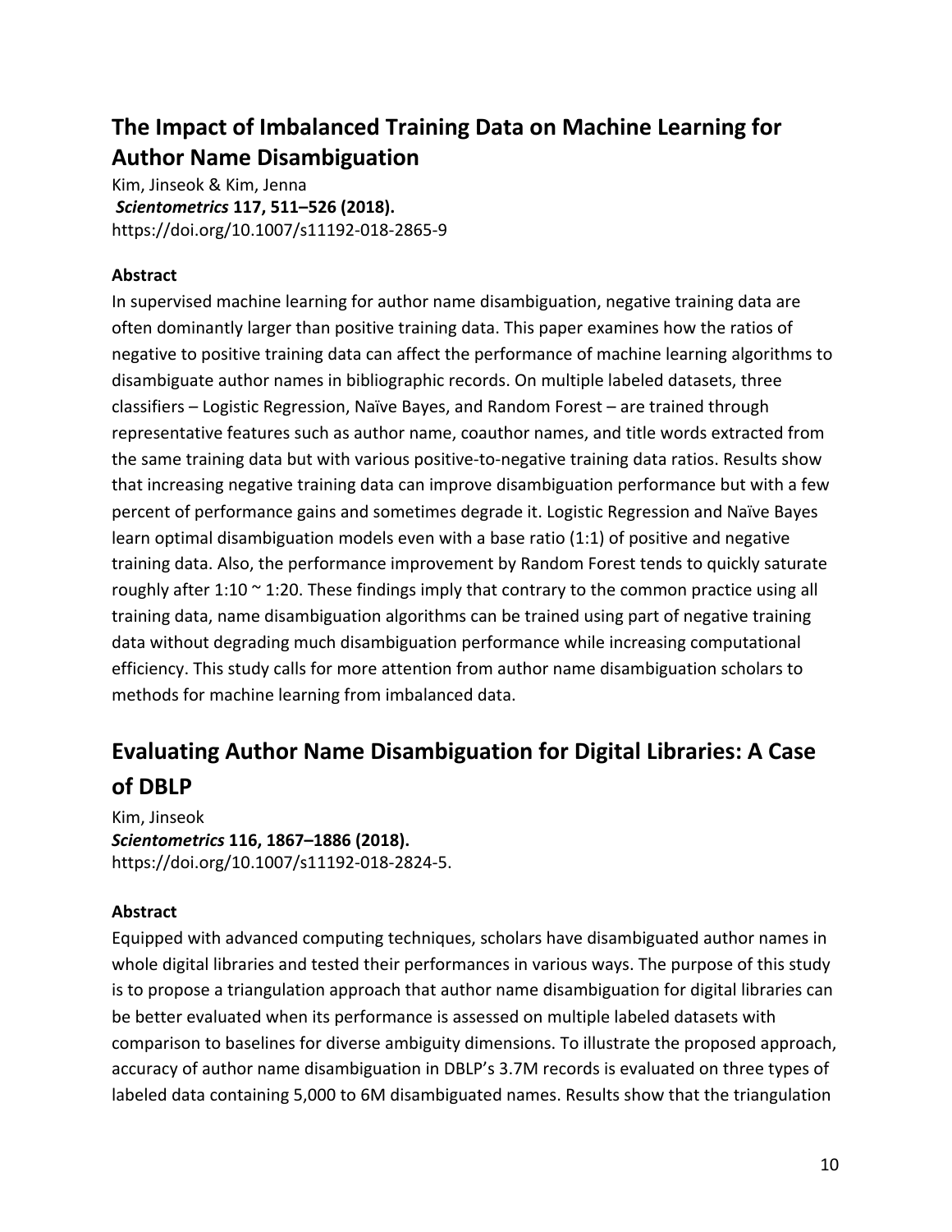## The Impact of Imbalanced Training Data on Machine Learning for Author Name Disambiguation

Kim, Jinseok & Kim, Jenna
*Scientometrics* **117, 511–526 (2018).**
https://doi.org/10.1007/s11192-018-2865-9

### Abstract

In supervised machine learning for author name disambiguation, negative training data are often dominantly larger than positive training data. This paper examines how the ratios of negative to positive training data can affect the performance of machine learning algorithms to disambiguate author names in bibliographic records. On multiple labeled datasets, three classifiers – Logistic Regression, Naïve Bayes, and Random Forest – are trained through representative features such as author name, coauthor names, and title words extracted from the same training data but with various positive-to-negative training data ratios. Results show that increasing negative training data can improve disambiguation performance but with a few percent of performance gains and sometimes degrade it. Logistic Regression and Naïve Bayes learn optimal disambiguation models even with a base ratio (1:1) of positive and negative training data. Also, the performance improvement by Random Forest tends to quickly saturate roughly after 1:10 ~ 1:20. These findings imply that contrary to the common practice using all training data, name disambiguation algorithms can be trained using part of negative training data without degrading much disambiguation performance while increasing computational efficiency. This study calls for more attention from author name disambiguation scholars to methods for machine learning from imbalanced data.

## Evaluating Author Name Disambiguation for Digital Libraries: A Case of DBLP

Kim, Jinseok
*Scientometrics* **116, 1867–1886 (2018).**
https://doi.org/10.1007/s11192-018-2824-5.

### Abstract

Equipped with advanced computing techniques, scholars have disambiguated author names in whole digital libraries and tested their performances in various ways. The purpose of this study is to propose a triangulation approach that author name disambiguation for digital libraries can be better evaluated when its performance is assessed on multiple labeled datasets with comparison to baselines for diverse ambiguity dimensions. To illustrate the proposed approach, accuracy of author name disambiguation in DBLP's 3.7M records is evaluated on three types of labeled data containing 5,000 to 6M disambiguated names. Results show that the triangulation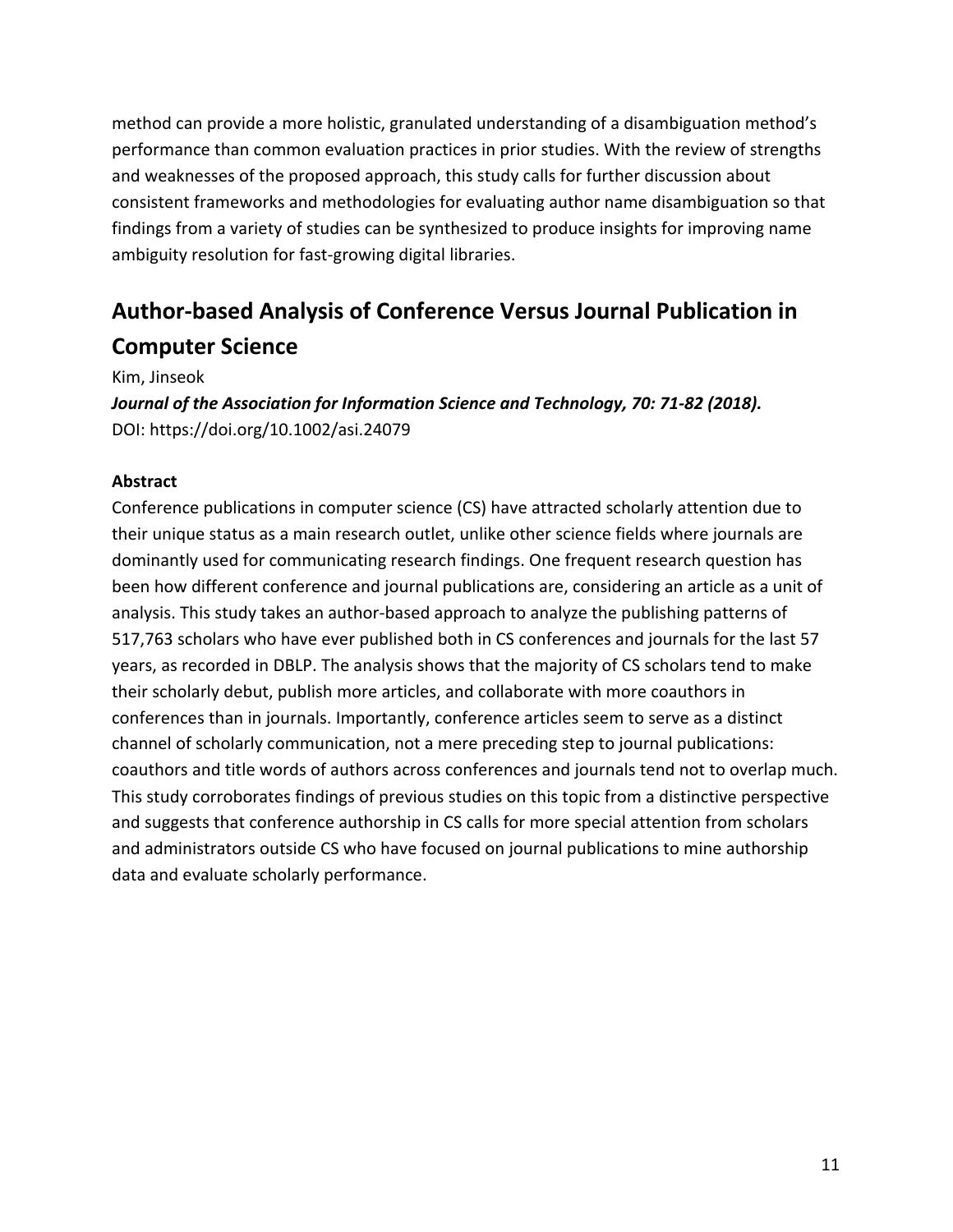method can provide a more holistic, granulated understanding of a disambiguation method's performance than common evaluation practices in prior studies. With the review of strengths and weaknesses of the proposed approach, this study calls for further discussion about consistent frameworks and methodologies for evaluating author name disambiguation so that findings from a variety of studies can be synthesized to produce insights for improving name ambiguity resolution for fast-growing digital libraries.

## Author-based Analysis of Conference Versus Journal Publication in Computer Science

Kim, Jinseok

***Journal of the Association for Information Science and Technology, 70: 71-82 (2018).***

DOI: https://doi.org/10.1002/asi.24079

**Abstract**

Conference publications in computer science (CS) have attracted scholarly attention due to their unique status as a main research outlet, unlike other science fields where journals are dominantly used for communicating research findings. One frequent research question has been how different conference and journal publications are, considering an article as a unit of analysis. This study takes an author-based approach to analyze the publishing patterns of 517,763 scholars who have ever published both in CS conferences and journals for the last 57 years, as recorded in DBLP. The analysis shows that the majority of CS scholars tend to make their scholarly debut, publish more articles, and collaborate with more coauthors in conferences than in journals. Importantly, conference articles seem to serve as a distinct channel of scholarly communication, not a mere preceding step to journal publications: coauthors and title words of authors across conferences and journals tend not to overlap much. This study corroborates findings of previous studies on this topic from a distinctive perspective and suggests that conference authorship in CS calls for more special attention from scholars and administrators outside CS who have focused on journal publications to mine authorship data and evaluate scholarly performance.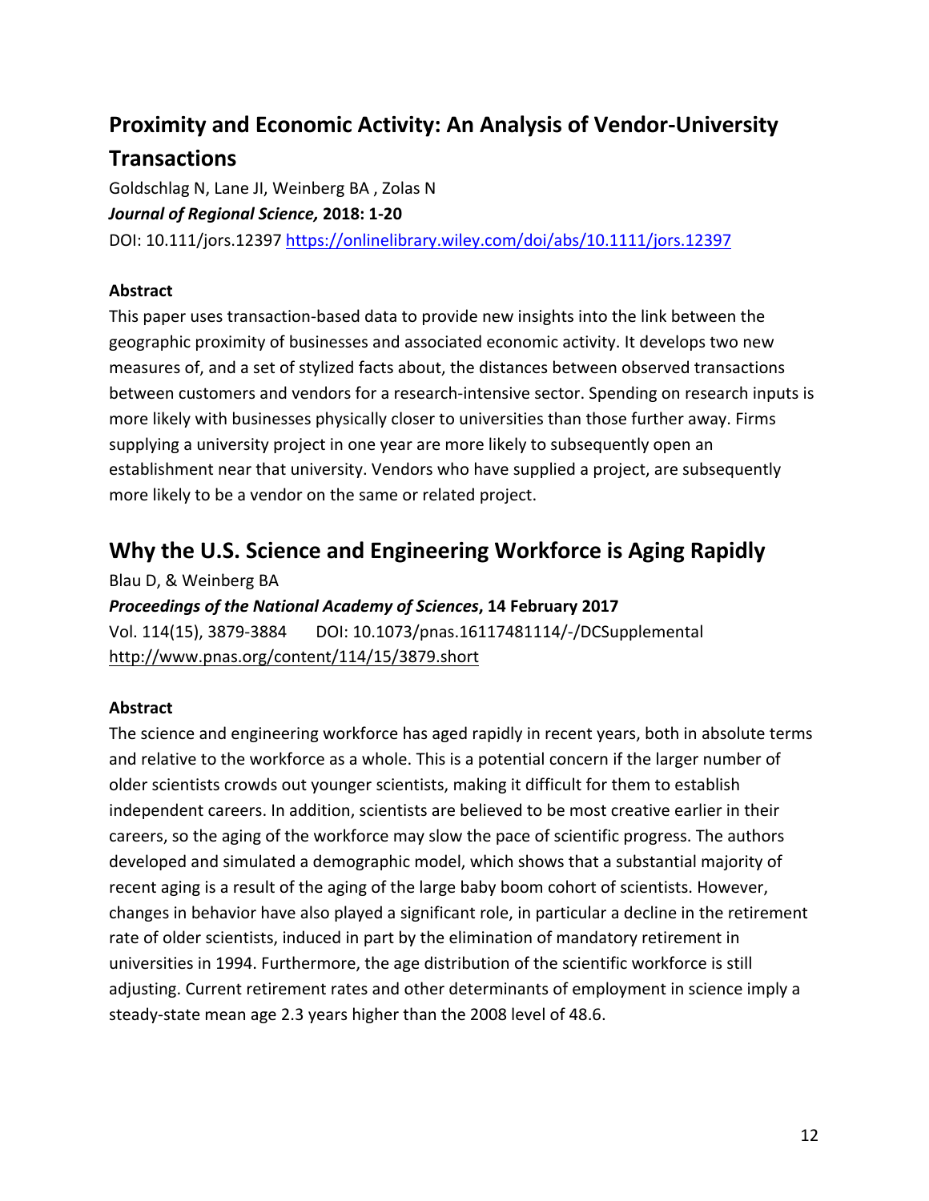## Proximity and Economic Activity: An Analysis of Vendor-University Transactions

Goldschlag N, Lane JI, Weinberg BA , Zolas N

***Journal of Regional Science,* 2018: 1-20**

DOI: 10.111/jors.12397 https://onlinelibrary.wiley.com/doi/abs/10.1111/jors.12397

**Abstract**

This paper uses transaction-based data to provide new insights into the link between the geographic proximity of businesses and associated economic activity. It develops two new measures of, and a set of stylized facts about, the distances between observed transactions between customers and vendors for a research-intensive sector. Spending on research inputs is more likely with businesses physically closer to universities than those further away. Firms supplying a university project in one year are more likely to subsequently open an establishment near that university. Vendors who have supplied a project, are subsequently more likely to be a vendor on the same or related project.

## Why the U.S. Science and Engineering Workforce is Aging Rapidly

Blau D, & Weinberg BA

***Proceedings of the National Academy of Sciences*, 14 February 2017**

Vol. 114(15), 3879-3884 DOI: 10.1073/pnas.16117481114/-/DCSupplemental

http://www.pnas.org/content/114/15/3879.short

**Abstract**

The science and engineering workforce has aged rapidly in recent years, both in absolute terms and relative to the workforce as a whole. This is a potential concern if the larger number of older scientists crowds out younger scientists, making it difficult for them to establish independent careers. In addition, scientists are believed to be most creative earlier in their careers, so the aging of the workforce may slow the pace of scientific progress. The authors developed and simulated a demographic model, which shows that a substantial majority of recent aging is a result of the aging of the large baby boom cohort of scientists. However, changes in behavior have also played a significant role, in particular a decline in the retirement rate of older scientists, induced in part by the elimination of mandatory retirement in universities in 1994. Furthermore, the age distribution of the scientific workforce is still adjusting. Current retirement rates and other determinants of employment in science imply a steady-state mean age 2.3 years higher than the 2008 level of 48.6.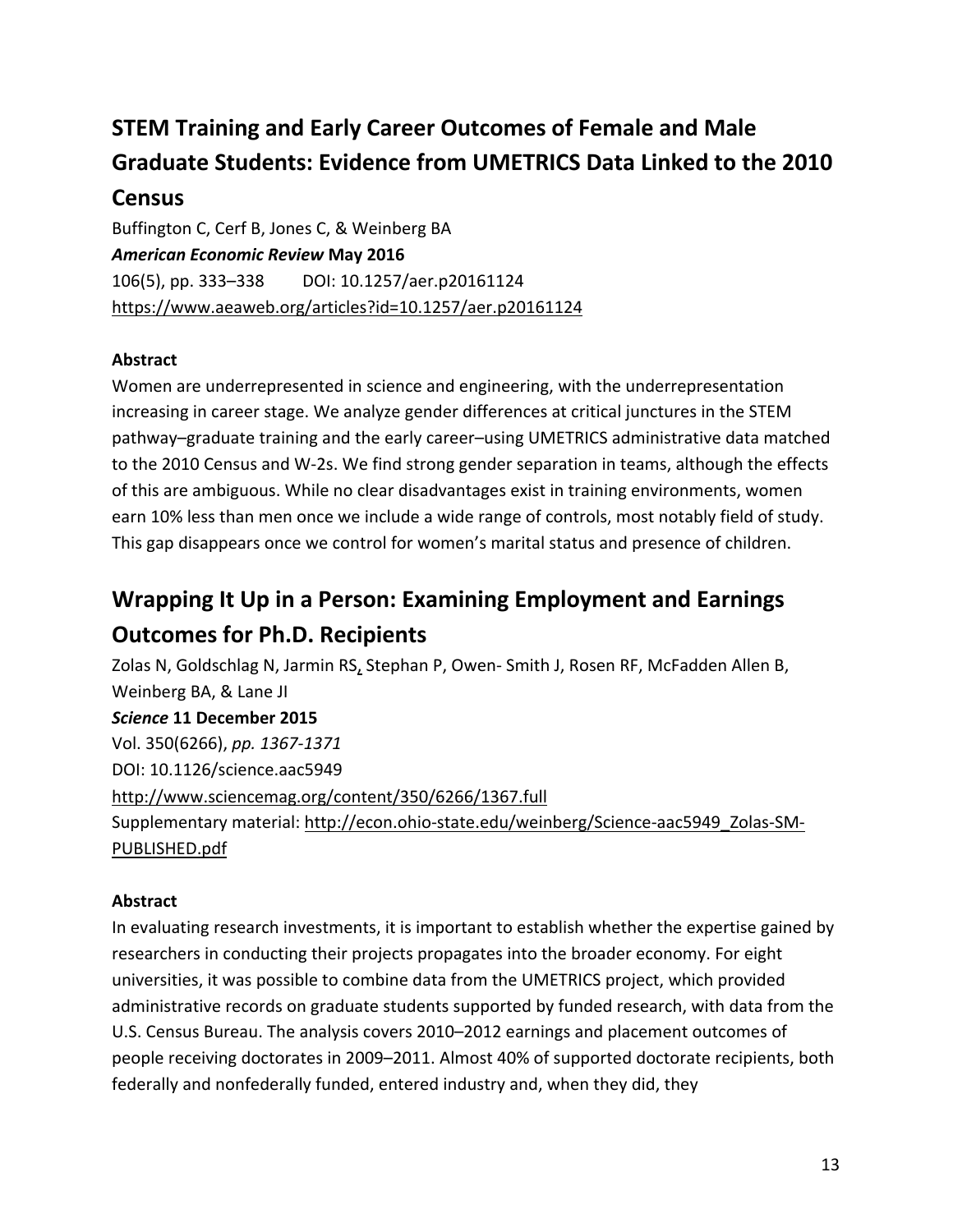## STEM Training and Early Career Outcomes of Female and Male Graduate Students: Evidence from UMETRICS Data Linked to the 2010 Census

Buffington C, Cerf B, Jones C, & Weinberg BA

***American Economic Review* May 2016**

106(5), pp. 333–338  DOI: 10.1257/aer.p20161124

https://www.aeaweb.org/articles?id=10.1257/aer.p20161124

**Abstract**

Women are underrepresented in science and engineering, with the underrepresentation increasing in career stage. We analyze gender differences at critical junctures in the STEM pathway–graduate training and the early career–using UMETRICS administrative data matched to the 2010 Census and W-2s. We find strong gender separation in teams, although the effects of this are ambiguous. While no clear disadvantages exist in training environments, women earn 10% less than men once we include a wide range of controls, most notably field of study. This gap disappears once we control for women's marital status and presence of children.

## Wrapping It Up in a Person: Examining Employment and Earnings Outcomes for Ph.D. Recipients

Zolas N, Goldschlag N, Jarmin RS, Stephan P, Owen- Smith J, Rosen RF, McFadden Allen B, Weinberg BA, & Lane JI

***Science* 11 December 2015**

Vol. 350(6266), *pp. 1367-1371*

DOI: 10.1126/science.aac5949

http://www.sciencemag.org/content/350/6266/1367.full

Supplementary material: http://econ.ohio-state.edu/weinberg/Science-aac5949_Zolas-SM-PUBLISHED.pdf

**Abstract**

In evaluating research investments, it is important to establish whether the expertise gained by researchers in conducting their projects propagates into the broader economy. For eight universities, it was possible to combine data from the UMETRICS project, which provided administrative records on graduate students supported by funded research, with data from the U.S. Census Bureau. The analysis covers 2010–2012 earnings and placement outcomes of people receiving doctorates in 2009–2011. Almost 40% of supported doctorate recipients, both federally and nonfederally funded, entered industry and, when they did, they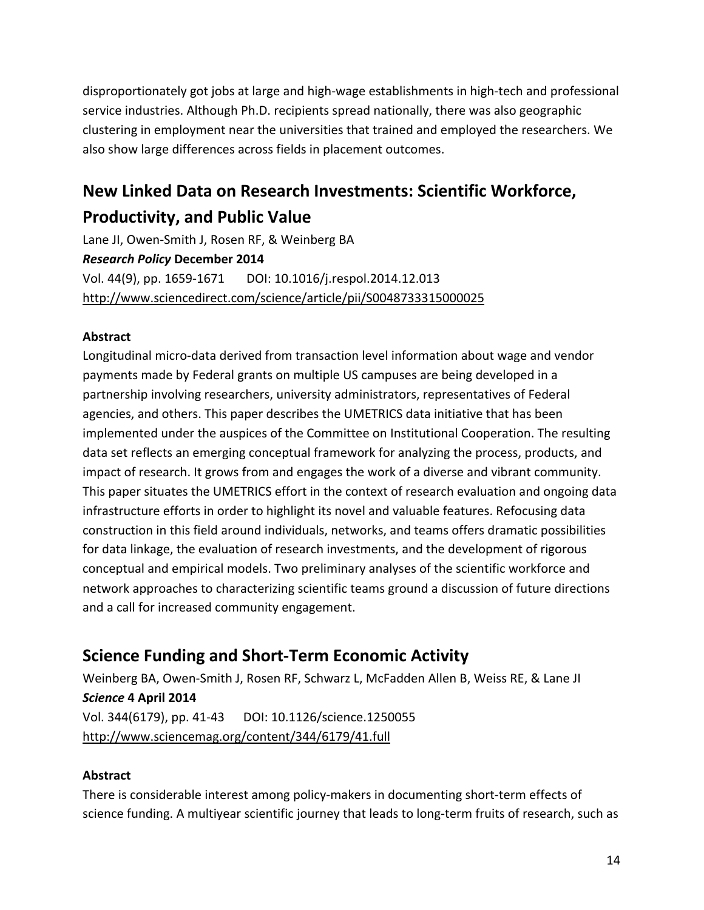disproportionately got jobs at large and high-wage establishments in high-tech and professional service industries. Although Ph.D. recipients spread nationally, there was also geographic clustering in employment near the universities that trained and employed the researchers. We also show large differences across fields in placement outcomes.

## New Linked Data on Research Investments: Scientific Workforce, Productivity, and Public Value

Lane JI, Owen-Smith J, Rosen RF, & Weinberg BA
***Research Policy* December 2014**
Vol. 44(9), pp. 1659-1671 DOI: 10.1016/j.respol.2014.12.013
http://www.sciencedirect.com/science/article/pii/S0048733315000025

**Abstract**
Longitudinal micro-data derived from transaction level information about wage and vendor payments made by Federal grants on multiple US campuses are being developed in a partnership involving researchers, university administrators, representatives of Federal agencies, and others. This paper describes the UMETRICS data initiative that has been implemented under the auspices of the Committee on Institutional Cooperation. The resulting data set reflects an emerging conceptual framework for analyzing the process, products, and impact of research. It grows from and engages the work of a diverse and vibrant community. This paper situates the UMETRICS effort in the context of research evaluation and ongoing data infrastructure efforts in order to highlight its novel and valuable features. Refocusing data construction in this field around individuals, networks, and teams offers dramatic possibilities for data linkage, the evaluation of research investments, and the development of rigorous conceptual and empirical models. Two preliminary analyses of the scientific workforce and network approaches to characterizing scientific teams ground a discussion of future directions and a call for increased community engagement.

## Science Funding and Short-Term Economic Activity

Weinberg BA, Owen-Smith J, Rosen RF, Schwarz L, McFadden Allen B, Weiss RE, & Lane JI
***Science* 4 April 2014**
Vol. 344(6179), pp. 41-43 DOI: 10.1126/science.1250055
http://www.sciencemag.org/content/344/6179/41.full

**Abstract**
There is considerable interest among policy-makers in documenting short-term effects of science funding. A multiyear scientific journey that leads to long-term fruits of research, such as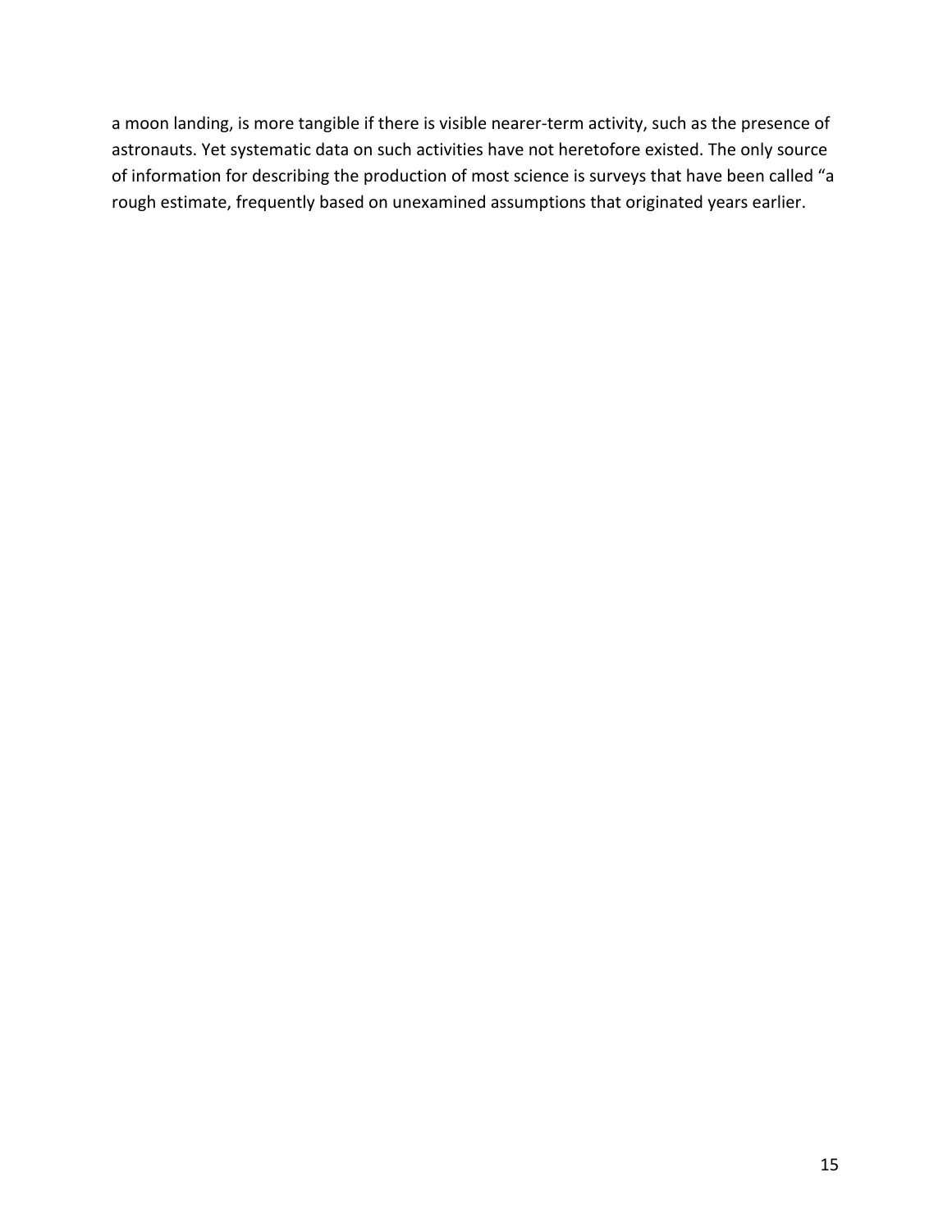a moon landing, is more tangible if there is visible nearer-term activity, such as the presence of astronauts. Yet systematic data on such activities have not heretofore existed. The only source of information for describing the production of most science is surveys that have been called "a rough estimate, frequently based on unexamined assumptions that originated years earlier.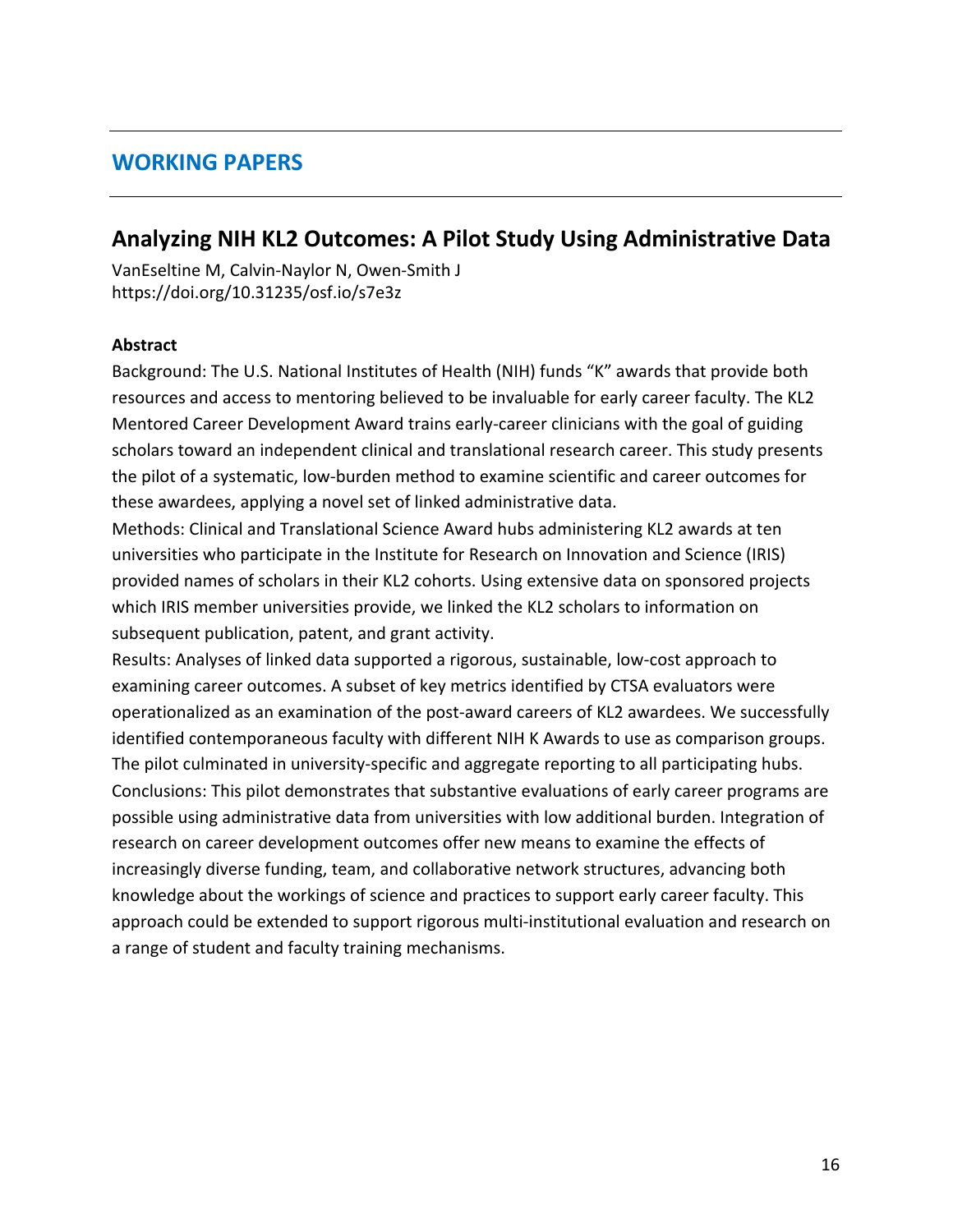## WORKING PAPERS

### Analyzing NIH KL2 Outcomes: A Pilot Study Using Administrative Data

VanEseltine M, Calvin-Naylor N, Owen-Smith J
https://doi.org/10.31235/osf.io/s7e3z

**Abstract**

Background: The U.S. National Institutes of Health (NIH) funds "K" awards that provide both resources and access to mentoring believed to be invaluable for early career faculty. The KL2 Mentored Career Development Award trains early-career clinicians with the goal of guiding scholars toward an independent clinical and translational research career. This study presents the pilot of a systematic, low-burden method to examine scientific and career outcomes for these awardees, applying a novel set of linked administrative data.

Methods: Clinical and Translational Science Award hubs administering KL2 awards at ten universities who participate in the Institute for Research on Innovation and Science (IRIS) provided names of scholars in their KL2 cohorts. Using extensive data on sponsored projects which IRIS member universities provide, we linked the KL2 scholars to information on subsequent publication, patent, and grant activity.

Results: Analyses of linked data supported a rigorous, sustainable, low-cost approach to examining career outcomes. A subset of key metrics identified by CTSA evaluators were operationalized as an examination of the post-award careers of KL2 awardees. We successfully identified contemporaneous faculty with different NIH K Awards to use as comparison groups. The pilot culminated in university-specific and aggregate reporting to all participating hubs.

Conclusions: This pilot demonstrates that substantive evaluations of early career programs are possible using administrative data from universities with low additional burden. Integration of research on career development outcomes offer new means to examine the effects of increasingly diverse funding, team, and collaborative network structures, advancing both knowledge about the workings of science and practices to support early career faculty. This approach could be extended to support rigorous multi-institutional evaluation and research on a range of student and faculty training mechanisms.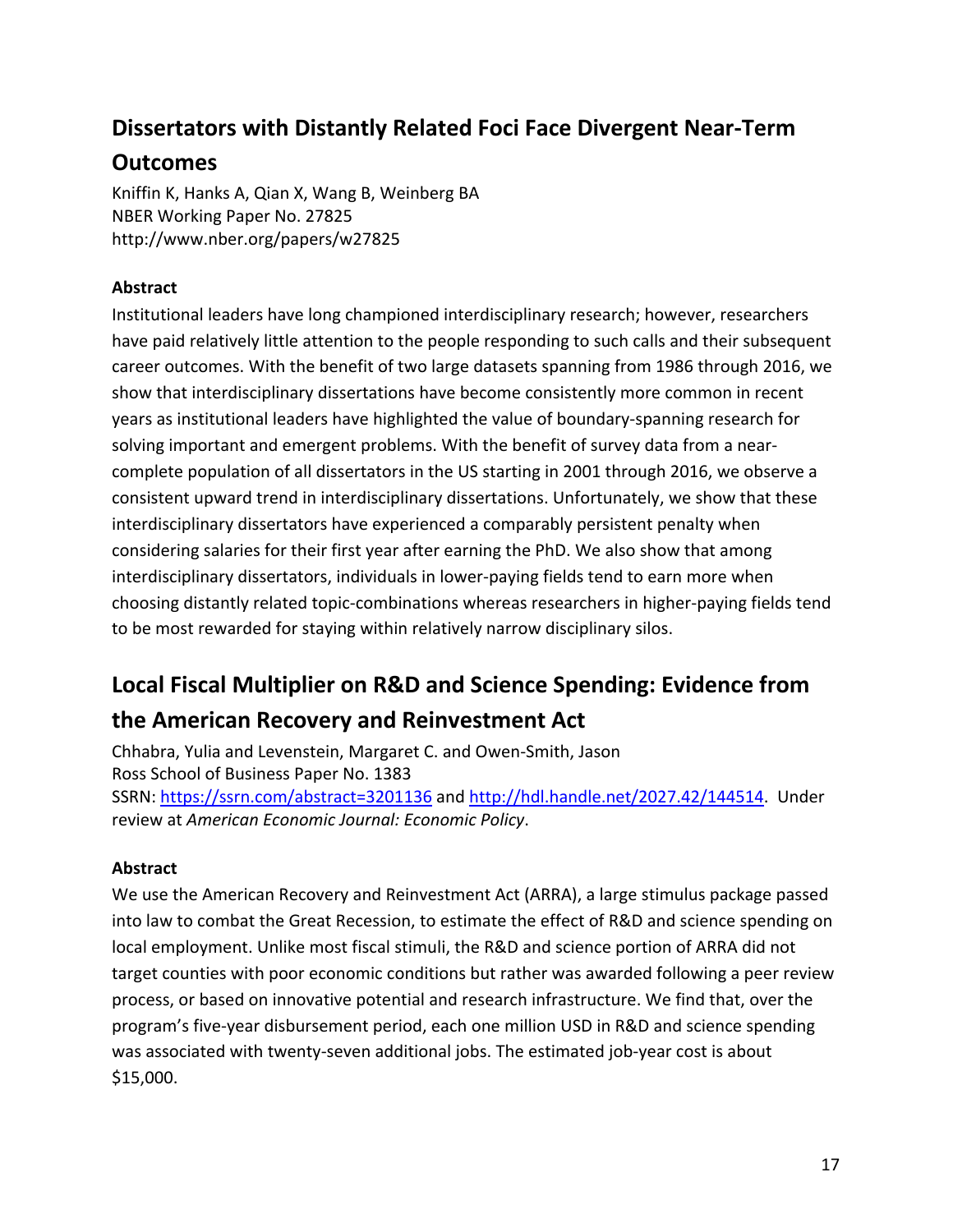## Dissertators with Distantly Related Foci Face Divergent Near-Term Outcomes

Kniffin K, Hanks A, Qian X, Wang B, Weinberg BA
NBER Working Paper No. 27825
http://www.nber.org/papers/w27825

**Abstract**

Institutional leaders have long championed interdisciplinary research; however, researchers have paid relatively little attention to the people responding to such calls and their subsequent career outcomes. With the benefit of two large datasets spanning from 1986 through 2016, we show that interdisciplinary dissertations have become consistently more common in recent years as institutional leaders have highlighted the value of boundary-spanning research for solving important and emergent problems. With the benefit of survey data from a near-complete population of all dissertators in the US starting in 2001 through 2016, we observe a consistent upward trend in interdisciplinary dissertations. Unfortunately, we show that these interdisciplinary dissertators have experienced a comparably persistent penalty when considering salaries for their first year after earning the PhD. We also show that among interdisciplinary dissertators, individuals in lower-paying fields tend to earn more when choosing distantly related topic-combinations whereas researchers in higher-paying fields tend to be most rewarded for staying within relatively narrow disciplinary silos.

## Local Fiscal Multiplier on R&D and Science Spending: Evidence from the American Recovery and Reinvestment Act

Chhabra, Yulia and Levenstein, Margaret C. and Owen-Smith, Jason
Ross School of Business Paper No. 1383
SSRN: https://ssrn.com/abstract=3201136 and http://hdl.handle.net/2027.42/144514. Under review at *American Economic Journal: Economic Policy*.

**Abstract**

We use the American Recovery and Reinvestment Act (ARRA), a large stimulus package passed into law to combat the Great Recession, to estimate the effect of R&D and science spending on local employment. Unlike most fiscal stimuli, the R&D and science portion of ARRA did not target counties with poor economic conditions but rather was awarded following a peer review process, or based on innovative potential and research infrastructure. We find that, over the program's five-year disbursement period, each one million USD in R&D and science spending was associated with twenty-seven additional jobs. The estimated job-year cost is about $15,000.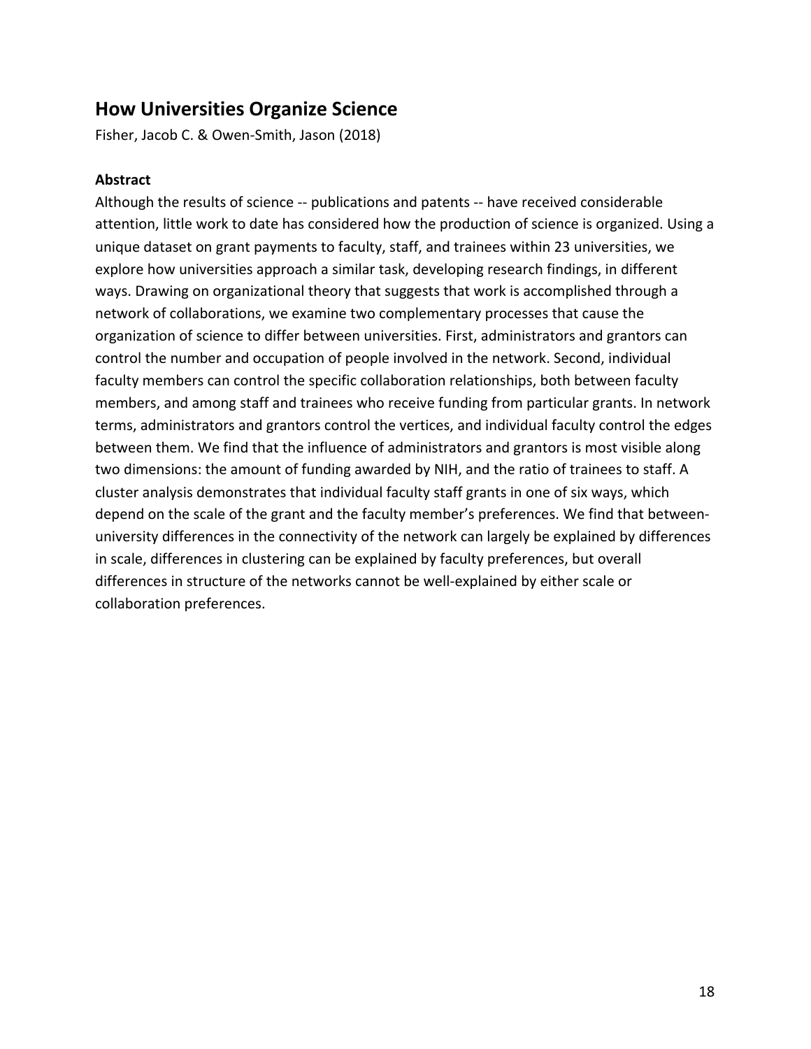## How Universities Organize Science

Fisher, Jacob C. & Owen-Smith, Jason (2018)

**Abstract**

Although the results of science -- publications and patents -- have received considerable attention, little work to date has considered how the production of science is organized. Using a unique dataset on grant payments to faculty, staff, and trainees within 23 universities, we explore how universities approach a similar task, developing research findings, in different ways. Drawing on organizational theory that suggests that work is accomplished through a network of collaborations, we examine two complementary processes that cause the organization of science to differ between universities. First, administrators and grantors can control the number and occupation of people involved in the network. Second, individual faculty members can control the specific collaboration relationships, both between faculty members, and among staff and trainees who receive funding from particular grants. In network terms, administrators and grantors control the vertices, and individual faculty control the edges between them. We find that the influence of administrators and grantors is most visible along two dimensions: the amount of funding awarded by NIH, and the ratio of trainees to staff. A cluster analysis demonstrates that individual faculty staff grants in one of six ways, which depend on the scale of the grant and the faculty member's preferences. We find that between-university differences in the connectivity of the network can largely be explained by differences in scale, differences in clustering can be explained by faculty preferences, but overall differences in structure of the networks cannot be well-explained by either scale or collaboration preferences.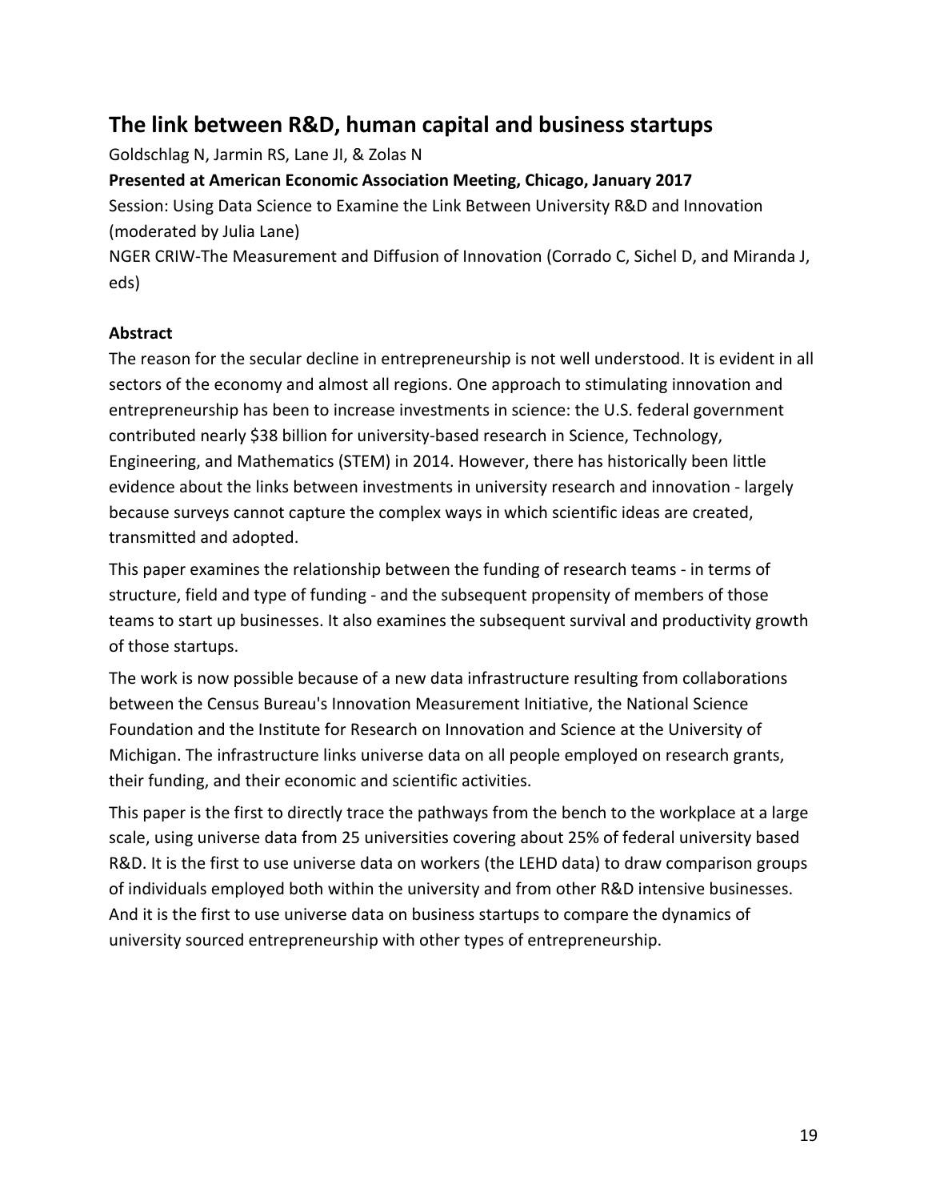## The link between R&D, human capital and business startups

Goldschlag N, Jarmin RS, Lane JI, & Zolas N

**Presented at American Economic Association Meeting, Chicago, January 2017**

Session: Using Data Science to Examine the Link Between University R&D and Innovation (moderated by Julia Lane)

NGER CRIW-The Measurement and Diffusion of Innovation (Corrado C, Sichel D, and Miranda J, eds)

**Abstract**

The reason for the secular decline in entrepreneurship is not well understood. It is evident in all sectors of the economy and almost all regions. One approach to stimulating innovation and entrepreneurship has been to increase investments in science: the U.S. federal government contributed nearly $38 billion for university-based research in Science, Technology, Engineering, and Mathematics (STEM) in 2014. However, there has historically been little evidence about the links between investments in university research and innovation - largely because surveys cannot capture the complex ways in which scientific ideas are created, transmitted and adopted.

This paper examines the relationship between the funding of research teams - in terms of structure, field and type of funding - and the subsequent propensity of members of those teams to start up businesses. It also examines the subsequent survival and productivity growth of those startups.

The work is now possible because of a new data infrastructure resulting from collaborations between the Census Bureau's Innovation Measurement Initiative, the National Science Foundation and the Institute for Research on Innovation and Science at the University of Michigan. The infrastructure links universe data on all people employed on research grants, their funding, and their economic and scientific activities.

This paper is the first to directly trace the pathways from the bench to the workplace at a large scale, using universe data from 25 universities covering about 25% of federal university based R&D. It is the first to use universe data on workers (the LEHD data) to draw comparison groups of individuals employed both within the university and from other R&D intensive businesses. And it is the first to use universe data on business startups to compare the dynamics of university sourced entrepreneurship with other types of entrepreneurship.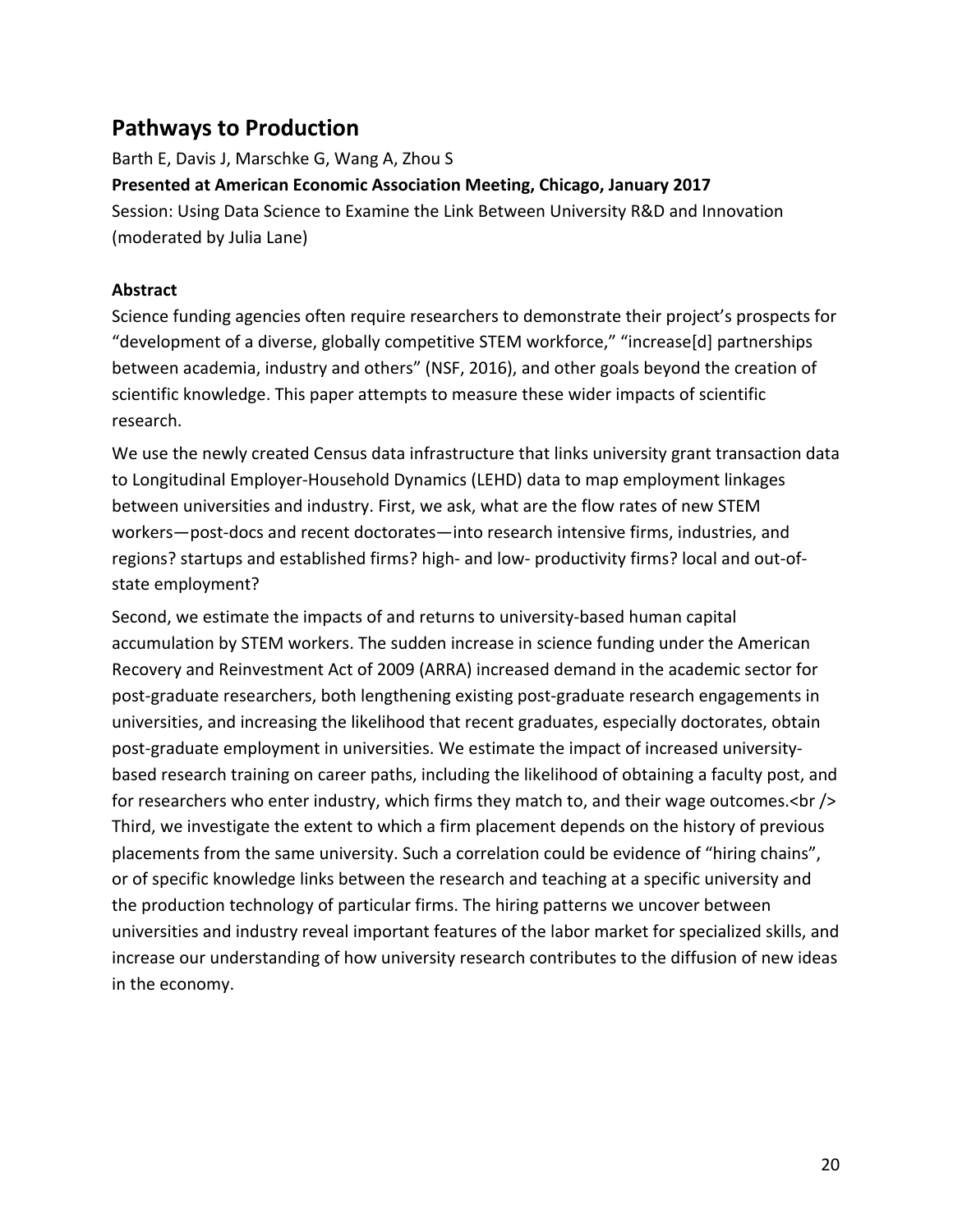## Pathways to Production

Barth E, Davis J, Marschke G, Wang A, Zhou S

**Presented at American Economic Association Meeting, Chicago, January 2017**

Session: Using Data Science to Examine the Link Between University R&D and Innovation (moderated by Julia Lane)

### Abstract

Science funding agencies often require researchers to demonstrate their project's prospects for "development of a diverse, globally competitive STEM workforce," "increase[d] partnerships between academia, industry and others" (NSF, 2016), and other goals beyond the creation of scientific knowledge. This paper attempts to measure these wider impacts of scientific research.

We use the newly created Census data infrastructure that links university grant transaction data to Longitudinal Employer-Household Dynamics (LEHD) data to map employment linkages between universities and industry. First, we ask, what are the flow rates of new STEM workers—post-docs and recent doctorates—into research intensive firms, industries, and regions? startups and established firms? high- and low- productivity firms? local and out-of-state employment?

Second, we estimate the impacts of and returns to university-based human capital accumulation by STEM workers. The sudden increase in science funding under the American Recovery and Reinvestment Act of 2009 (ARRA) increased demand in the academic sector for post-graduate researchers, both lengthening existing post-graduate research engagements in universities, and increasing the likelihood that recent graduates, especially doctorates, obtain post-graduate employment in universities. We estimate the impact of increased university-based research training on career paths, including the likelihood of obtaining a faculty post, and for researchers who enter industry, which firms they match to, and their wage outcomes.<br /> Third, we investigate the extent to which a firm placement depends on the history of previous placements from the same university. Such a correlation could be evidence of "hiring chains", or of specific knowledge links between the research and teaching at a specific university and the production technology of particular firms. The hiring patterns we uncover between universities and industry reveal important features of the labor market for specialized skills, and increase our understanding of how university research contributes to the diffusion of new ideas in the economy.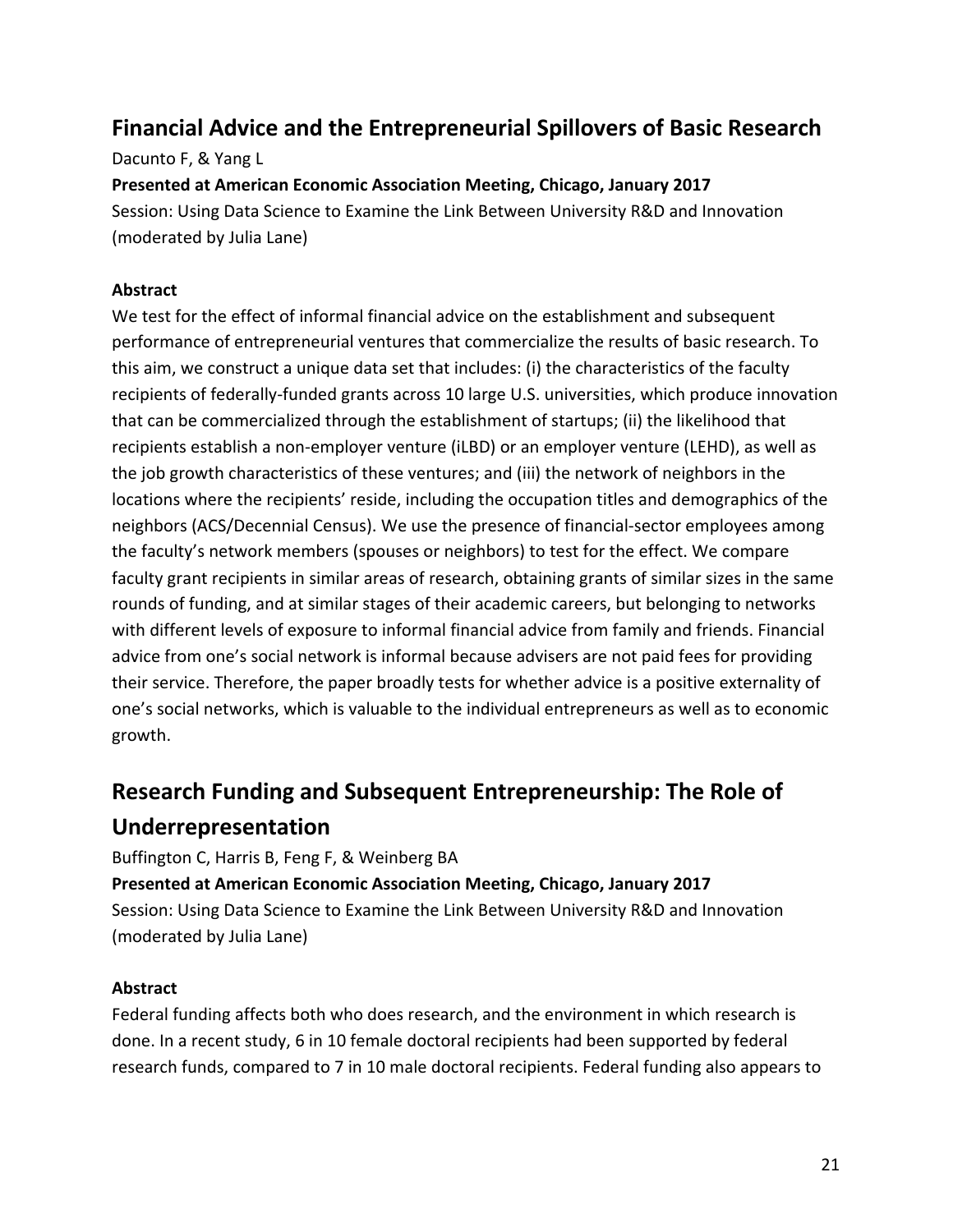## Financial Advice and the Entrepreneurial Spillovers of Basic Research

Dacunto F, & Yang L

**Presented at American Economic Association Meeting, Chicago, January 2017**

Session: Using Data Science to Examine the Link Between University R&D and Innovation (moderated by Julia Lane)

**Abstract**

We test for the effect of informal financial advice on the establishment and subsequent performance of entrepreneurial ventures that commercialize the results of basic research. To this aim, we construct a unique data set that includes: (i) the characteristics of the faculty recipients of federally-funded grants across 10 large U.S. universities, which produce innovation that can be commercialized through the establishment of startups; (ii) the likelihood that recipients establish a non-employer venture (iLBD) or an employer venture (LEHD), as well as the job growth characteristics of these ventures; and (iii) the network of neighbors in the locations where the recipients' reside, including the occupation titles and demographics of the neighbors (ACS/Decennial Census). We use the presence of financial-sector employees among the faculty's network members (spouses or neighbors) to test for the effect. We compare faculty grant recipients in similar areas of research, obtaining grants of similar sizes in the same rounds of funding, and at similar stages of their academic careers, but belonging to networks with different levels of exposure to informal financial advice from family and friends. Financial advice from one's social network is informal because advisers are not paid fees for providing their service. Therefore, the paper broadly tests for whether advice is a positive externality of one's social networks, which is valuable to the individual entrepreneurs as well as to economic growth.

## Research Funding and Subsequent Entrepreneurship: The Role of Underrepresentation

Buffington C, Harris B, Feng F, & Weinberg BA

**Presented at American Economic Association Meeting, Chicago, January 2017**

Session: Using Data Science to Examine the Link Between University R&D and Innovation (moderated by Julia Lane)

**Abstract**

Federal funding affects both who does research, and the environment in which research is done. In a recent study, 6 in 10 female doctoral recipients had been supported by federal research funds, compared to 7 in 10 male doctoral recipients. Federal funding also appears to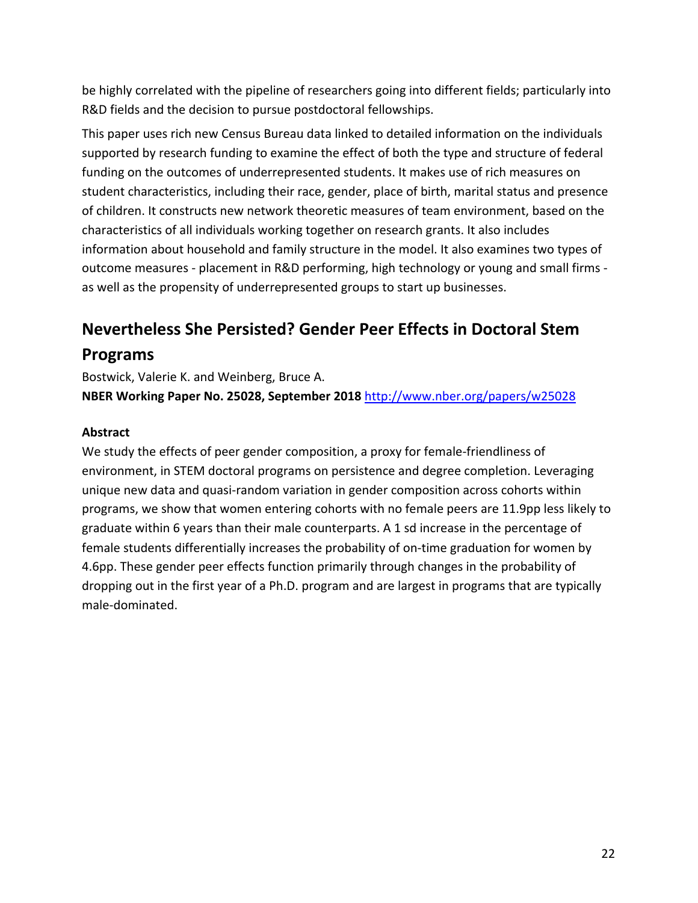be highly correlated with the pipeline of researchers going into different fields; particularly into R&D fields and the decision to pursue postdoctoral fellowships.

This paper uses rich new Census Bureau data linked to detailed information on the individuals supported by research funding to examine the effect of both the type and structure of federal funding on the outcomes of underrepresented students. It makes use of rich measures on student characteristics, including their race, gender, place of birth, marital status and presence of children. It constructs new network theoretic measures of team environment, based on the characteristics of all individuals working together on research grants. It also includes information about household and family structure in the model. It also examines two types of outcome measures - placement in R&D performing, high technology or young and small firms - as well as the propensity of underrepresented groups to start up businesses.

## Nevertheless She Persisted? Gender Peer Effects in Doctoral Stem Programs

Bostwick, Valerie K. and Weinberg, Bruce A.

**NBER Working Paper No. 25028, September 2018** http://www.nber.org/papers/w25028

**Abstract**

We study the effects of peer gender composition, a proxy for female-friendliness of environment, in STEM doctoral programs on persistence and degree completion. Leveraging unique new data and quasi-random variation in gender composition across cohorts within programs, we show that women entering cohorts with no female peers are 11.9pp less likely to graduate within 6 years than their male counterparts. A 1 sd increase in the percentage of female students differentially increases the probability of on-time graduation for women by 4.6pp. These gender peer effects function primarily through changes in the probability of dropping out in the first year of a Ph.D. program and are largest in programs that are typically male-dominated.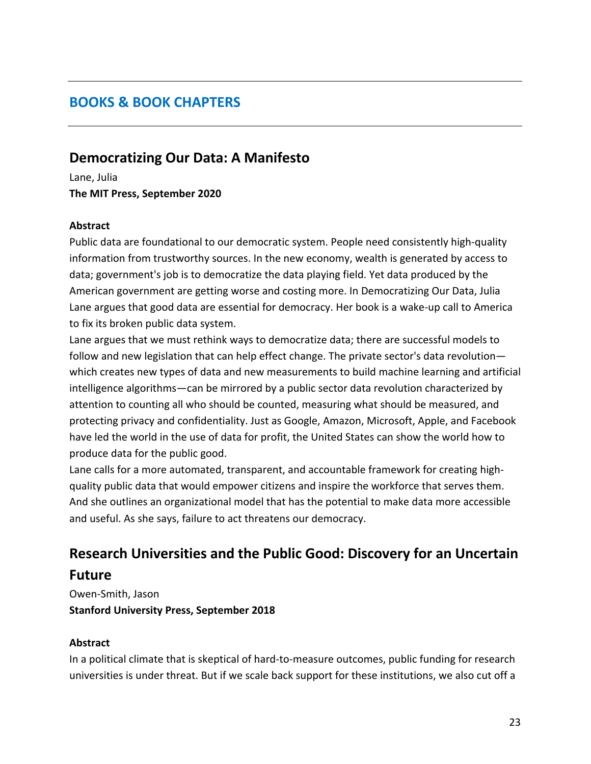## BOOKS & BOOK CHAPTERS

### Democratizing Our Data: A Manifesto

Lane, Julia

**The MIT Press, September 2020**

**Abstract**

Public data are foundational to our democratic system. People need consistently high-quality information from trustworthy sources. In the new economy, wealth is generated by access to data; government's job is to democratize the data playing field. Yet data produced by the American government are getting worse and costing more. In Democratizing Our Data, Julia Lane argues that good data are essential for democracy. Her book is a wake-up call to America to fix its broken public data system.

Lane argues that we must rethink ways to democratize data; there are successful models to follow and new legislation that can help effect change. The private sector's data revolution—which creates new types of data and new measurements to build machine learning and artificial intelligence algorithms—can be mirrored by a public sector data revolution characterized by attention to counting all who should be counted, measuring what should be measured, and protecting privacy and confidentiality. Just as Google, Amazon, Microsoft, Apple, and Facebook have led the world in the use of data for profit, the United States can show the world how to produce data for the public good.

Lane calls for a more automated, transparent, and accountable framework for creating high-quality public data that would empower citizens and inspire the workforce that serves them. And she outlines an organizational model that has the potential to make data more accessible and useful. As she says, failure to act threatens our democracy.

### Research Universities and the Public Good: Discovery for an Uncertain Future

Owen-Smith, Jason

**Stanford University Press, September 2018**

**Abstract**

In a political climate that is skeptical of hard-to-measure outcomes, public funding for research universities is under threat. But if we scale back support for these institutions, we also cut off a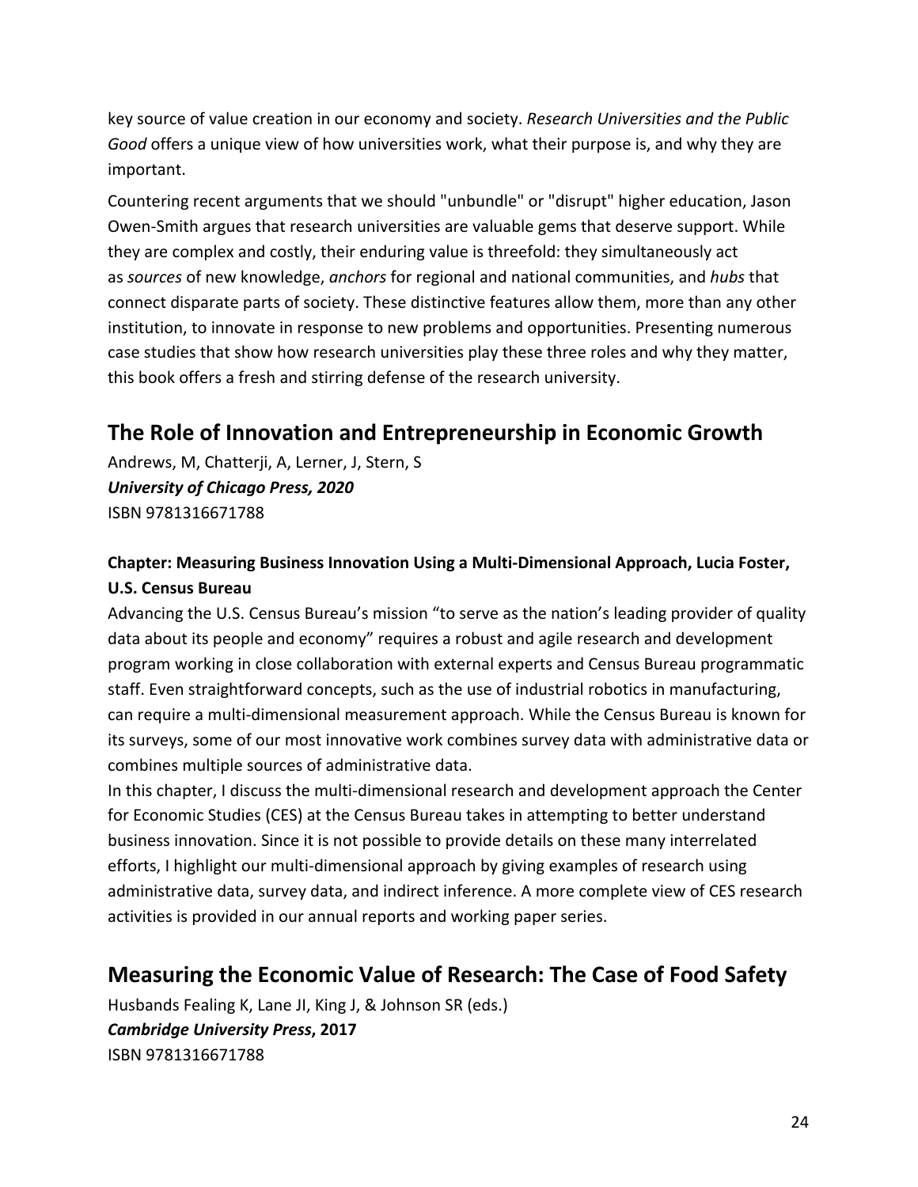key source of value creation in our economy and society. *Research Universities and the Public Good* offers a unique view of how universities work, what their purpose is, and why they are important.

Countering recent arguments that we should "unbundle" or "disrupt" higher education, Jason Owen-Smith argues that research universities are valuable gems that deserve support. While they are complex and costly, their enduring value is threefold: they simultaneously act as *sources* of new knowledge, *anchors* for regional and national communities, and *hubs* that connect disparate parts of society. These distinctive features allow them, more than any other institution, to innovate in response to new problems and opportunities. Presenting numerous case studies that show how research universities play these three roles and why they matter, this book offers a fresh and stirring defense of the research university.

## The Role of Innovation and Entrepreneurship in Economic Growth

Andrews, M, Chatterji, A, Lerner, J, Stern, S
***University of Chicago Press, 2020***
ISBN 9781316671788

### Chapter: Measuring Business Innovation Using a Multi-Dimensional Approach, Lucia Foster, U.S. Census Bureau

Advancing the U.S. Census Bureau's mission "to serve as the nation's leading provider of quality data about its people and economy" requires a robust and agile research and development program working in close collaboration with external experts and Census Bureau programmatic staff. Even straightforward concepts, such as the use of industrial robotics in manufacturing, can require a multi-dimensional measurement approach. While the Census Bureau is known for its surveys, some of our most innovative work combines survey data with administrative data or combines multiple sources of administrative data.

In this chapter, I discuss the multi-dimensional research and development approach the Center for Economic Studies (CES) at the Census Bureau takes in attempting to better understand business innovation. Since it is not possible to provide details on these many interrelated efforts, I highlight our multi-dimensional approach by giving examples of research using administrative data, survey data, and indirect inference. A more complete view of CES research activities is provided in our annual reports and working paper series.

## Measuring the Economic Value of Research: The Case of Food Safety

Husbands Fealing K, Lane JI, King J, & Johnson SR (eds.)
***Cambridge University Press*, 2017**
ISBN 9781316671788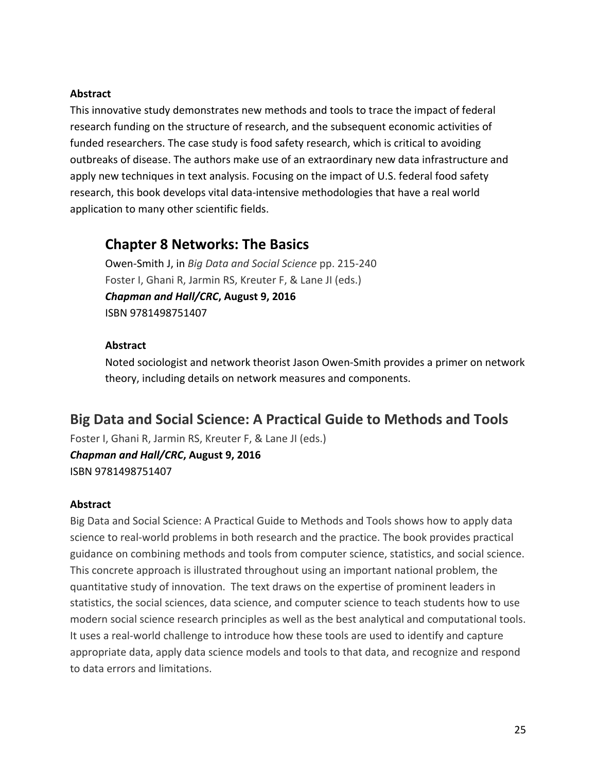**Abstract**

This innovative study demonstrates new methods and tools to trace the impact of federal research funding on the structure of research, and the subsequent economic activities of funded researchers. The case study is food safety research, which is critical to avoiding outbreaks of disease. The authors make use of an extraordinary new data infrastructure and apply new techniques in text analysis. Focusing on the impact of U.S. federal food safety research, this book develops vital data-intensive methodologies that have a real world application to many other scientific fields.

### Chapter 8 Networks: The Basics

Owen-Smith J, in *Big Data and Social Science* pp. 215-240
Foster I, Ghani R, Jarmin RS, Kreuter F, & Lane JI (eds.)
***Chapman and Hall/CRC*, August 9, 2016**
ISBN 9781498751407

**Abstract**

Noted sociologist and network theorist Jason Owen-Smith provides a primer on network theory, including details on network measures and components.

## Big Data and Social Science: A Practical Guide to Methods and Tools

Foster I, Ghani R, Jarmin RS, Kreuter F, & Lane JI (eds.)
***Chapman and Hall/CRC*, August 9, 2016**
ISBN 9781498751407

**Abstract**

Big Data and Social Science: A Practical Guide to Methods and Tools shows how to apply data science to real-world problems in both research and the practice. The book provides practical guidance on combining methods and tools from computer science, statistics, and social science. This concrete approach is illustrated throughout using an important national problem, the quantitative study of innovation. The text draws on the expertise of prominent leaders in statistics, the social sciences, data science, and computer science to teach students how to use modern social science research principles as well as the best analytical and computational tools. It uses a real-world challenge to introduce how these tools are used to identify and capture appropriate data, apply data science models and tools to that data, and recognize and respond to data errors and limitations.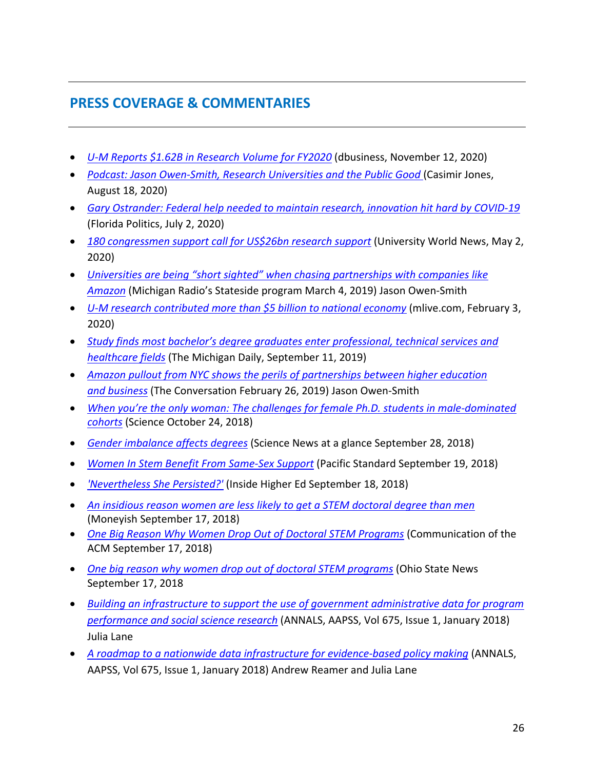## PRESS COVERAGE & COMMENTARIES

- *U-M Reports $1.62B in Research Volume for FY2020* (dbusiness, November 12, 2020)
- *Podcast: Jason Owen-Smith, Research Universities and the Public Good* (Casimir Jones, August 18, 2020)
- *Gary Ostrander: Federal help needed to maintain research, innovation hit hard by COVID-19* (Florida Politics, July 2, 2020)
- *180 congressmen support call for US$26bn research support* (University World News, May 2, 2020)
- *Universities are being "short sighted" when chasing partnerships with companies like Amazon* (Michigan Radio's Stateside program March 4, 2019) Jason Owen-Smith
- *U-M research contributed more than $5 billion to national economy* (mlive.com, February 3, 2020)
- *Study finds most bachelor's degree graduates enter professional, technical services and healthcare fields* (The Michigan Daily, September 11, 2019)
- *Amazon pullout from NYC shows the perils of partnerships between higher education and business* (The Conversation February 26, 2019) Jason Owen-Smith
- *When you're the only woman: The challenges for female Ph.D. students in male-dominated cohorts* (Science October 24, 2018)
- *Gender imbalance affects degrees* (Science News at a glance September 28, 2018)
- *Women In Stem Benefit From Same-Sex Support* (Pacific Standard September 19, 2018)
- *'Nevertheless She Persisted?'* (Inside Higher Ed September 18, 2018)
- *An insidious reason women are less likely to get a STEM doctoral degree than men* (Moneyish September 17, 2018)
- *One Big Reason Why Women Drop Out of Doctoral STEM Programs* (Communication of the ACM September 17, 2018)
- *One big reason why women drop out of doctoral STEM programs* (Ohio State News September 17, 2018
- *Building an infrastructure to support the use of government administrative data for program performance and social science research* (ANNALS, AAPSS, Vol 675, Issue 1, January 2018) Julia Lane
- *A roadmap to a nationwide data infrastructure for evidence-based policy making* (ANNALS, AAPSS, Vol 675, Issue 1, January 2018) Andrew Reamer and Julia Lane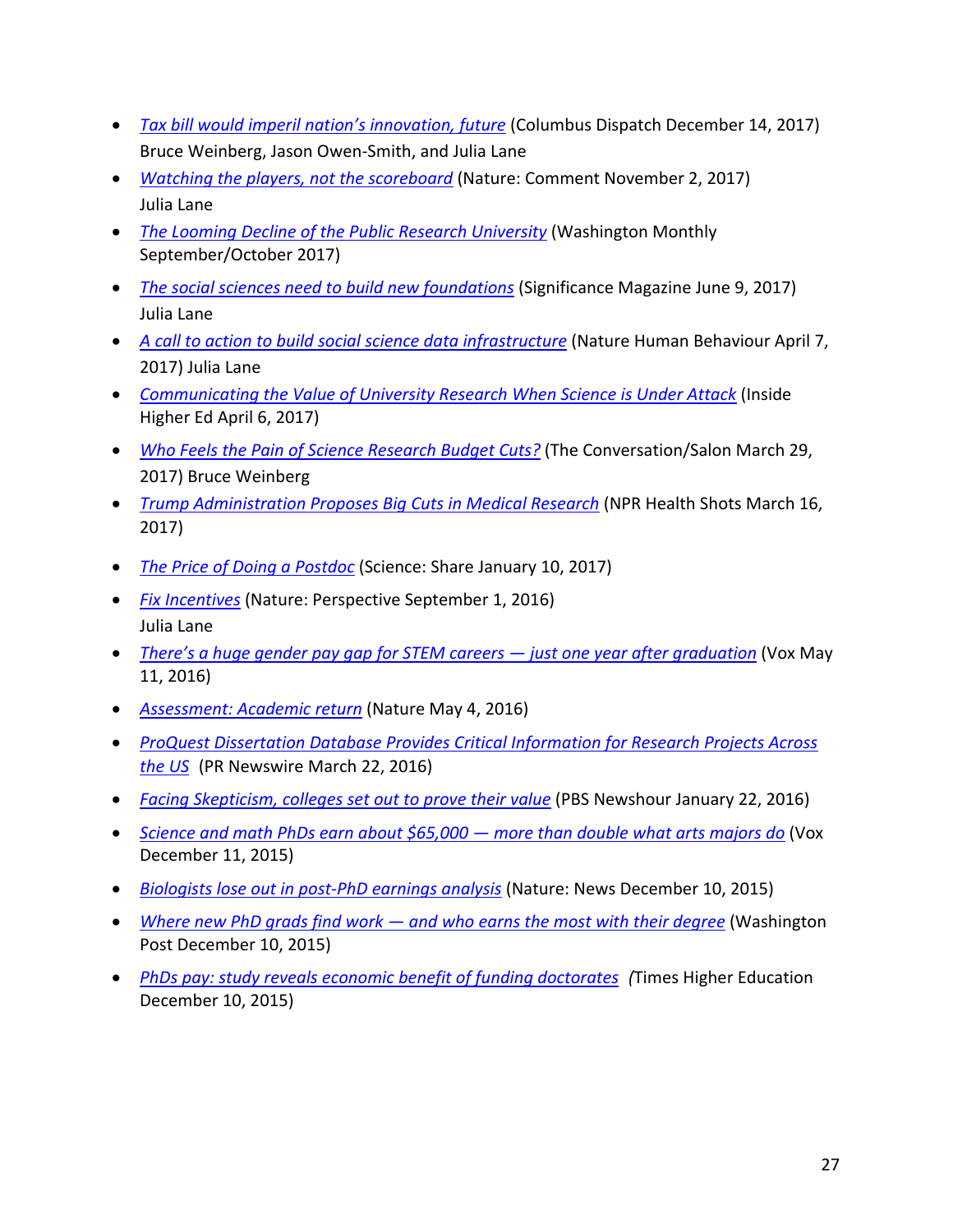- *Tax bill would imperil nation's innovation, future* (Columbus Dispatch December 14, 2017) Bruce Weinberg, Jason Owen-Smith, and Julia Lane
- *Watching the players, not the scoreboard* (Nature: Comment November 2, 2017) Julia Lane
- *The Looming Decline of the Public Research University* (Washington Monthly September/October 2017)
- *The social sciences need to build new foundations* (Significance Magazine June 9, 2017) Julia Lane
- *A call to action to build social science data infrastructure* (Nature Human Behaviour April 7, 2017) Julia Lane
- *Communicating the Value of University Research When Science is Under Attack* (Inside Higher Ed April 6, 2017)
- *Who Feels the Pain of Science Research Budget Cuts?* (The Conversation/Salon March 29, 2017) Bruce Weinberg
- *Trump Administration Proposes Big Cuts in Medical Research* (NPR Health Shots March 16, 2017)
- *The Price of Doing a Postdoc* (Science: Share January 10, 2017)
- *Fix Incentives* (Nature: Perspective September 1, 2016) Julia Lane
- *There's a huge gender pay gap for STEM careers — just one year after graduation* (Vox May 11, 2016)
- *Assessment: Academic return* (Nature May 4, 2016)
- *ProQuest Dissertation Database Provides Critical Information for Research Projects Across the US* (PR Newswire March 22, 2016)
- *Facing Skepticism, colleges set out to prove their value* (PBS Newshour January 22, 2016)
- *Science and math PhDs earn about $65,000 — more than double what arts majors do* (Vox December 11, 2015)
- *Biologists lose out in post-PhD earnings analysis* (Nature: News December 10, 2015)
- *Where new PhD grads find work — and who earns the most with their degree* (Washington Post December 10, 2015)
- *PhDs pay: study reveals economic benefit of funding doctorates* (Times Higher Education December 10, 2015)